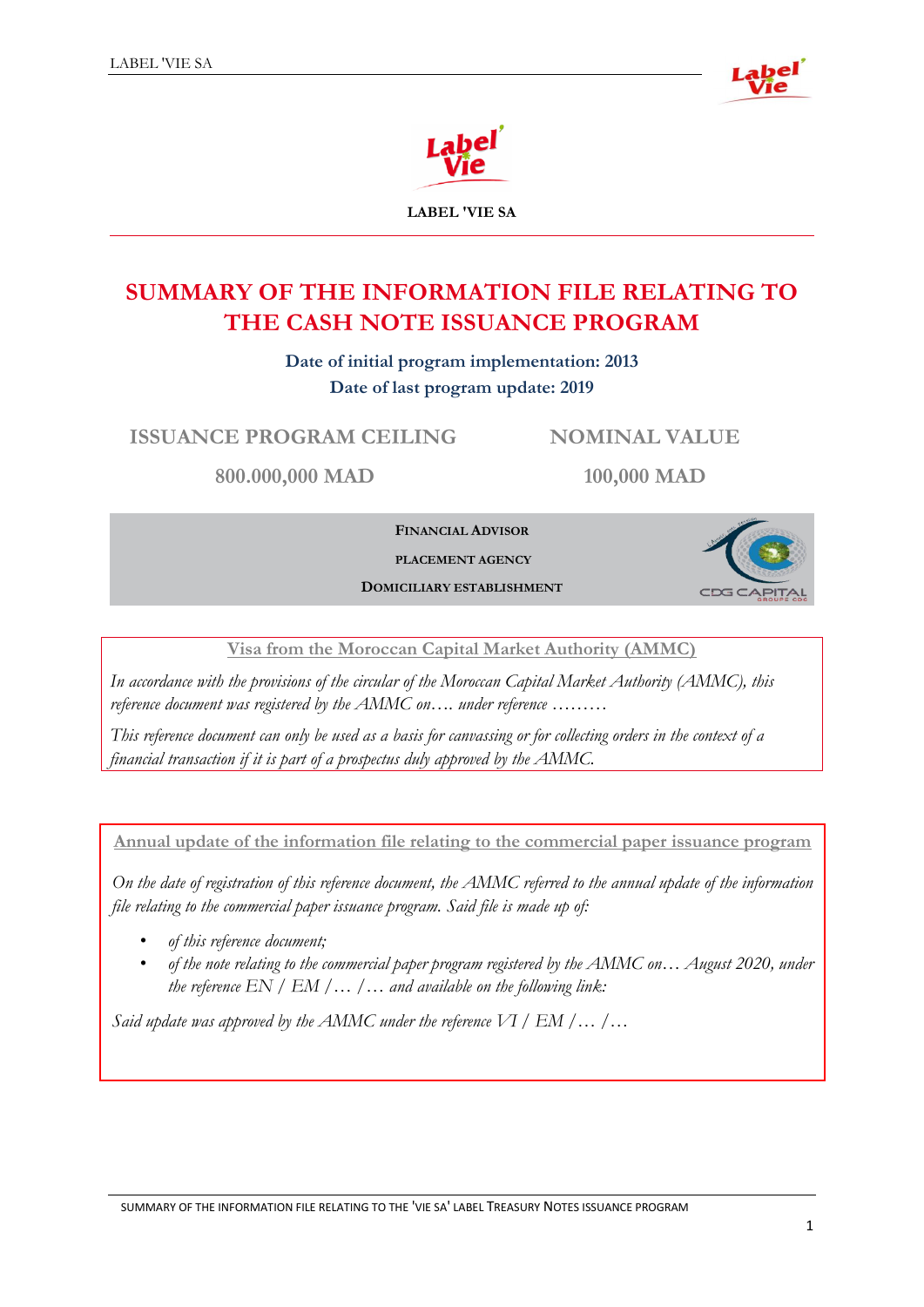LABEL 'VIE SA

# SUMMARY OF THE INFORMATION FILE RELATING TO THE CASH NOTE ISSUANCE PROGRAM

**Date of initial program implementation: 2013**

**Date of last program update: 2019**

| ISSUANCE PROGRAM CEILING | NOMINAL VALUE |
| --- | --- |
| 800.000,000 MAD | 100,000 MAD |

**FINANCIAL ADVISOR**

**PLACEMENT AGENCY**

**DOMICILIARY ESTABLISHMENT**

CDG CAPITAL

GROUPE CDG

**Visa from the Moroccan Capital Market Authority (AMMC)**

*In accordance with the provisions of the circular of the Moroccan Capital Market Authority (AMMC), this reference document was registered by the AMMC on…. under reference ………*

*This reference document can only be used as a basis for canvassing or for collecting orders in the context of a financial transaction if it is part of a prospectus duly approved by the AMMC.*

**Annual update of the information file relating to the commercial paper issuance program**

*On the date of registration of this reference document, the AMMC referred to the annual update of the information file relating to the commercial paper issuance program. Said file is made up of:*

- *of this reference document;*
- *of the note relating to the commercial paper program registered by the AMMC on… August 2020, under the reference EN / EM /… /… and available on the following link:*

*Said update was approved by the AMMC under the reference VI / EM /… /…*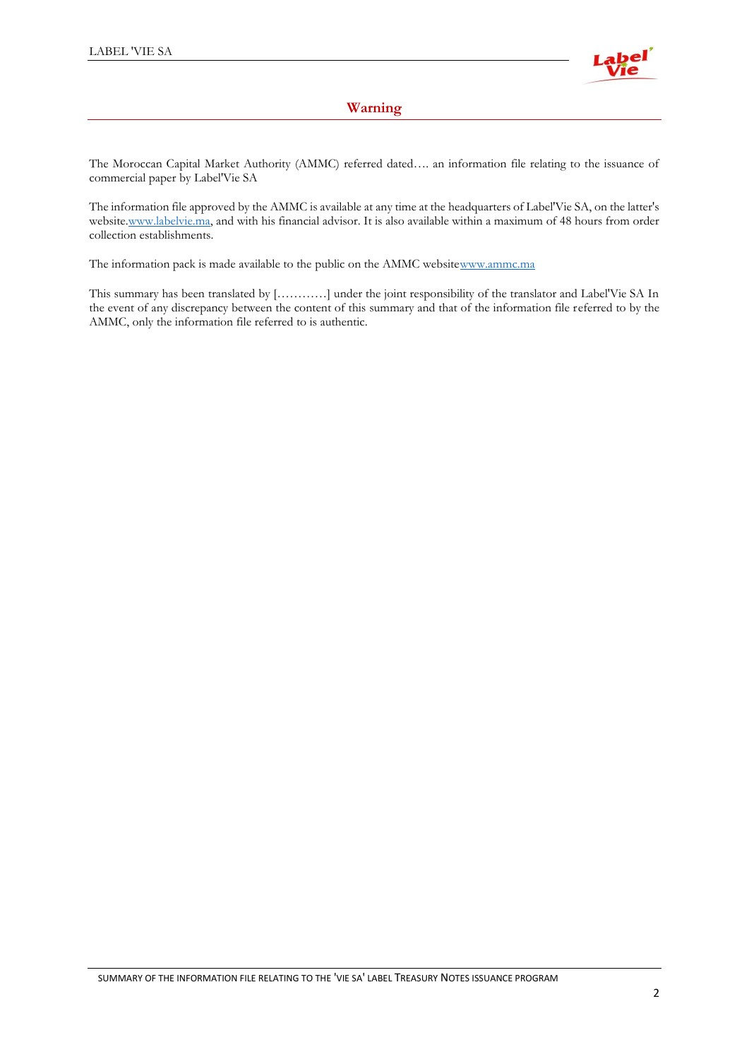## Warning

The Moroccan Capital Market Authority (AMMC) referred dated…. an information file relating to the issuance of commercial paper by Label'Vie SA

The information file approved by the AMMC is available at any time at the headquarters of Label'Vie SA, on the latter's website.www.labelvie.ma, and with his financial advisor. It is also available within a maximum of 48 hours from order collection establishments.

The information pack is made available to the public on the AMMC websitewww.ammc.ma

This summary has been translated by […………] under the joint responsibility of the translator and Label'Vie SA In the event of any discrepancy between the content of this summary and that of the information file referred to by the AMMC, only the information file referred to is authentic.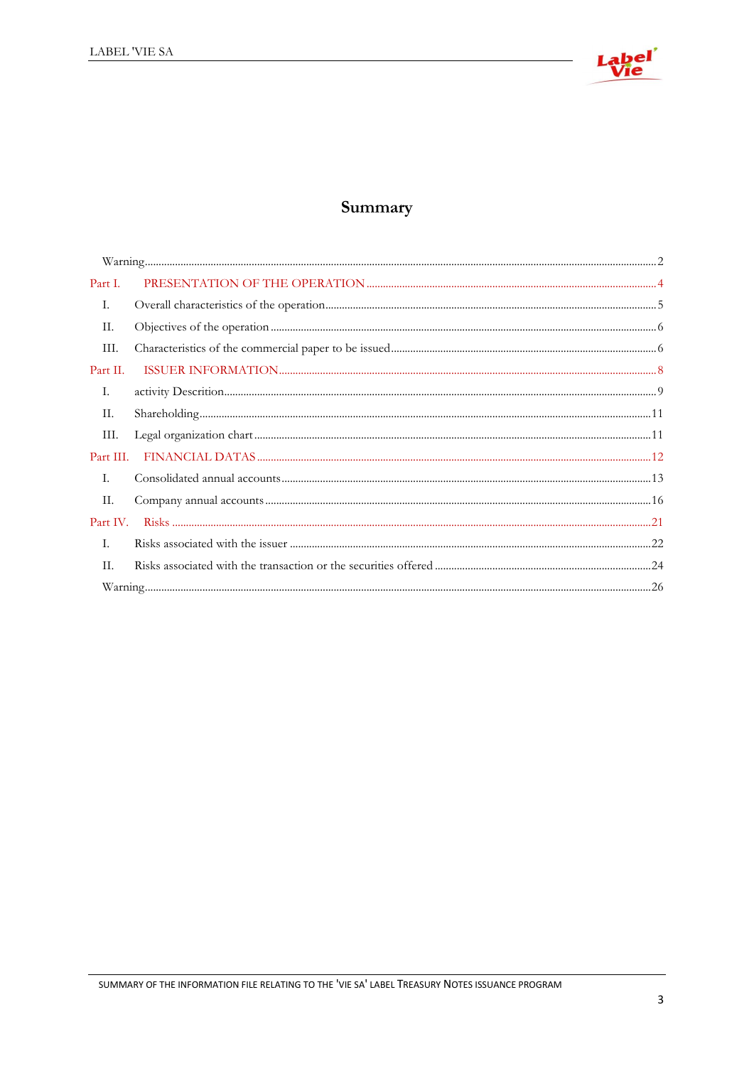# Summary

| | | |
|---|---|---|
| Warning | | 2 |
| Part I. | PRESENTATION OF THE OPERATION | 4 |
| I. | Overall characteristics of the operation | 5 |
| II. | Objectives of the operation | 6 |
| III. | Characteristics of the commercial paper to be issued | 6 |
| Part II. | ISSUER INFORMATION | 8 |
| I. | activity Descrition | 9 |
| II. | Shareholding | 11 |
| III. | Legal organization chart | 11 |
| Part III. | FINANCIAL DATAS | 12 |
| I. | Consolidated annual accounts | 13 |
| II. | Company annual accounts | 16 |
| Part IV. | Risks | 21 |
| I. | Risks associated with the issuer | 22 |
| II. | Risks associated with the transaction or the securities offered | 24 |
| Warning | | 26 |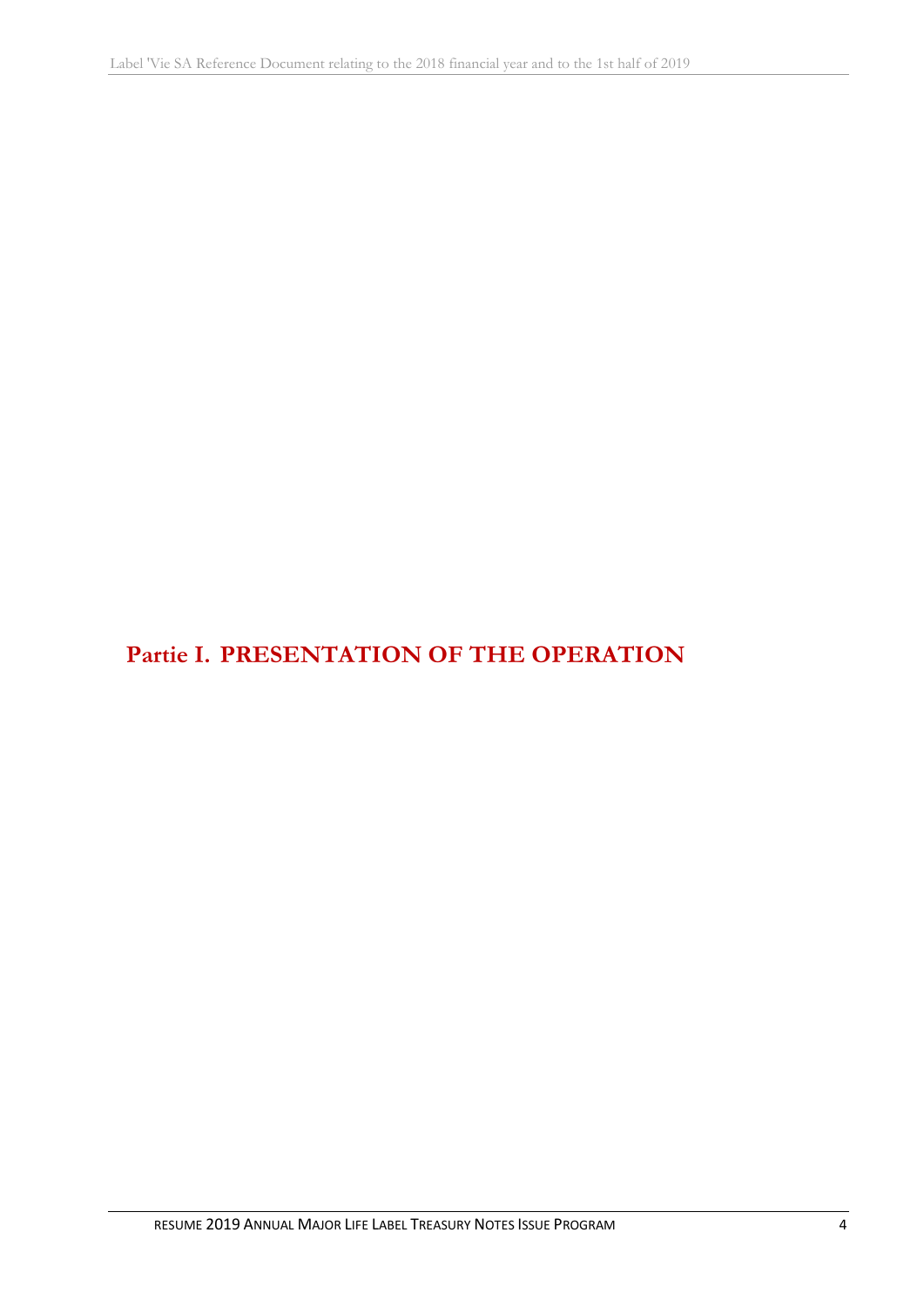# Partie I. PRESENTATION OF THE OPERATION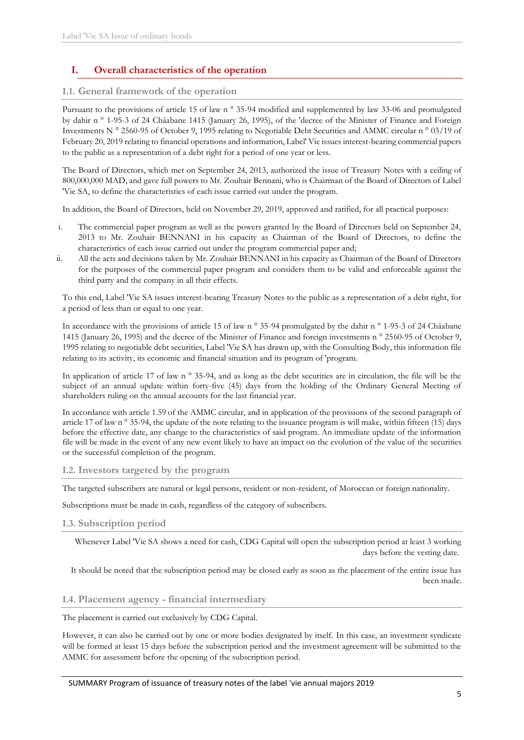# I. Overall characteristics of the operation

## I.1. General framework of the operation

Pursuant to the provisions of article 15 of law n ° 35-94 modified and supplemented by law 33-06 and promulgated by dahir n ° 1-95-3 of 24 Châabane 1415 (January 26, 1995), of the 'decree of the Minister of Finance and Foreign Investments N ° 2560-95 of October 9, 1995 relating to Negotiable Debt Securities and AMMC circular n ° 03/19 of February 20, 2019 relating to financial operations and information, Label' Vie issues interest-bearing commercial papers to the public as a representation of a debt right for a period of one year or less.

The Board of Directors, which met on September 24, 2013, authorized the issue of Treasury Notes with a ceiling of 800,000,000 MAD, and gave full powers to Mr. Zouhair Bennani, who is Chairman of the Board of Directors of Label 'Vie SA, to define the characteristics of each issue carried out under the program.

In addition, the Board of Directors, held on November 29, 2019, approved and ratified, for all practical purposes:

i. The commercial paper program as well as the powers granted by the Board of Directors held on September 24, 2013 to Mr. Zouhair BENNANI in his capacity as Chairman of the Board of Directors, to define the characteristics of each issue carried out under the program commercial paper and;
ii. All the acts and decisions taken by Mr. Zouhair BENNANI in his capacity as Chairman of the Board of Directors for the purposes of the commercial paper program and considers them to be valid and enforceable against the third party and the company in all their effects.

To this end, Label 'Vie SA issues interest-bearing Treasury Notes to the public as a representation of a debt right, for a period of less than or equal to one year.

In accordance with the provisions of article 15 of law n ° 35-94 promulgated by the dahir n ° 1-95-3 of 24 Châabane 1415 (January 26, 1995) and the decree of the Minister of Finance and foreign investments n ° 2560-95 of October 9, 1995 relating to negotiable debt securities, Label 'Vie SA has drawn up, with the Consulting Body, this information file relating to its activity, its economic and financial situation and its program of 'program.

In application of article 17 of law n ° 35-94, and as long as the debt securities are in circulation, the file will be the subject of an annual update within forty-five (45) days from the holding of the Ordinary General Meeting of shareholders ruling on the annual accounts for the last financial year.

In accordance with article 1.59 of the AMMC circular, and in application of the provisions of the second paragraph of article 17 of law n ° 35-94, the update of the note relating to the issuance program is will make, within fifteen (15) days before the effective date, any change to the characteristics of said program. An immediate update of the information file will be made in the event of any new event likely to have an impact on the evolution of the value of the securities or the successful completion of the program.

## I.2. Investors targeted by the program

The targeted subscribers are natural or legal persons, resident or non-resident, of Moroccan or foreign nationality.

Subscriptions must be made in cash, regardless of the category of subscribers.

## I.3. Subscription period

Whenever Label 'Vie SA shows a need for cash, CDG Capital will open the subscription period at least 3 working days before the vesting date.

It should be noted that the subscription period may be closed early as soon as the placement of the entire issue has been made.

## I.4. Placement agency - financial intermediary

The placement is carried out exclusively by CDG Capital.

However, it can also be carried out by one or more bodies designated by itself. In this case, an investment syndicate will be formed at least 15 days before the subscription period and the investment agreement will be submitted to the AMMC for assessment before the opening of the subscription period.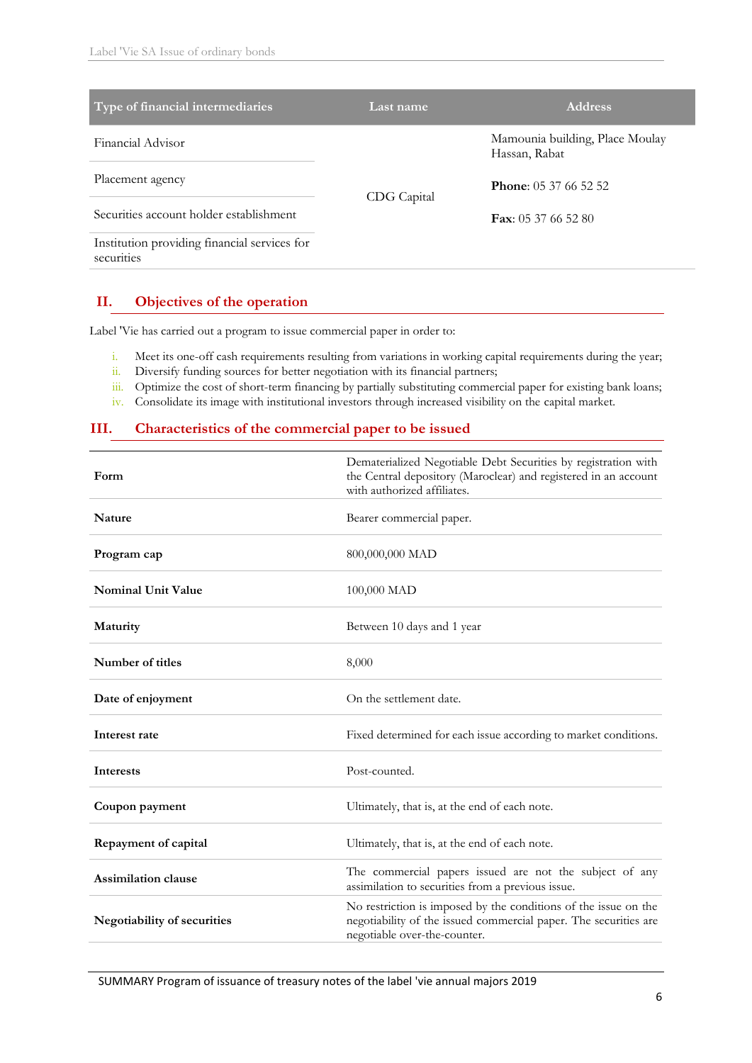| Type of financial intermediaries | Last name | Address |
|---|---|---|
| Financial Advisor | CDG Capital | Mamounia building, Place Moulay Hassan, Rabat<br>**Phone**: 05 37 66 52 52<br>**Fax**: 05 37 66 52 80 |
| Placement agency | | |
| Securities account holder establishment | | |
| Institution providing financial services for securities | | |

## II. Objectives of the operation

Label 'Vie has carried out a program to issue commercial paper in order to:

i. Meet its one-off cash requirements resulting from variations in working capital requirements during the year;
ii. Diversify funding sources for better negotiation with its financial partners;
iii. Optimize the cost of short-term financing by partially substituting commercial paper for existing bank loans;
iv. Consolidate its image with institutional investors through increased visibility on the capital market.

## III. Characteristics of the commercial paper to be issued

| | |
|---|---|
| **Form** | Dematerialized Negotiable Debt Securities by registration with the Central depository (Maroclear) and registered in an account with authorized affiliates. |
| **Nature** | Bearer commercial paper. |
| **Program cap** | 800,000,000 MAD |
| **Nominal Unit Value** | 100,000 MAD |
| **Maturity** | Between 10 days and 1 year |
| **Number of titles** | 8,000 |
| **Date of enjoyment** | On the settlement date. |
| **Interest rate** | Fixed determined for each issue according to market conditions. |
| **Interests** | Post-counted. |
| **Coupon payment** | Ultimately, that is, at the end of each note. |
| **Repayment of capital** | Ultimately, that is, at the end of each note. |
| **Assimilation clause** | The commercial papers issued are not the subject of any assimilation to securities from a previous issue. |
| **Negotiability of securities** | No restriction is imposed by the conditions of the issue on the negotiability of the issued commercial paper. The securities are negotiable over-the-counter. |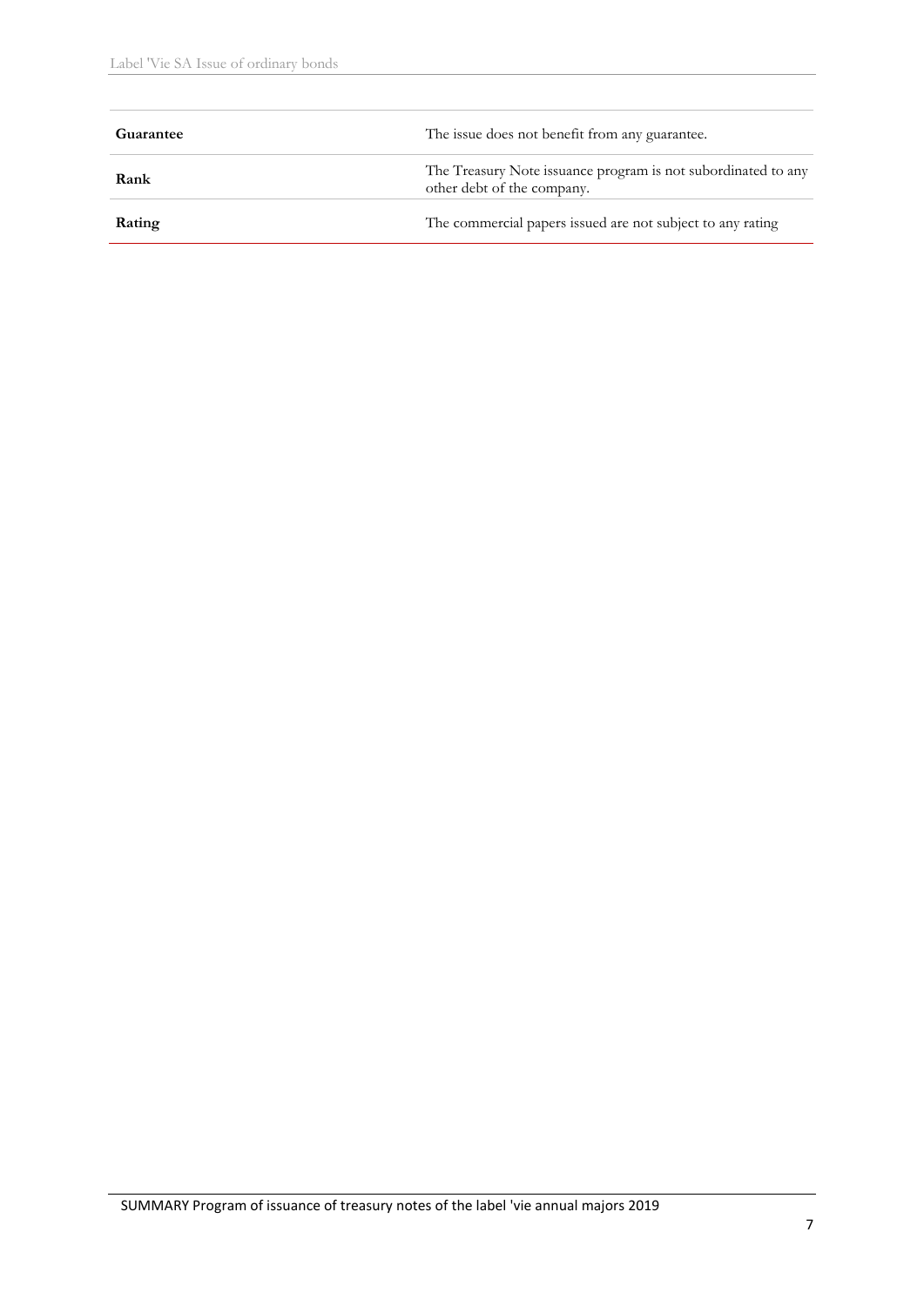| | |
|---|---|
| **Guarantee** | The issue does not benefit from any guarantee. |
| **Rank** | The Treasury Note issuance program is not subordinated to any other debt of the company. |
| **Rating** | The commercial papers issued are not subject to any rating |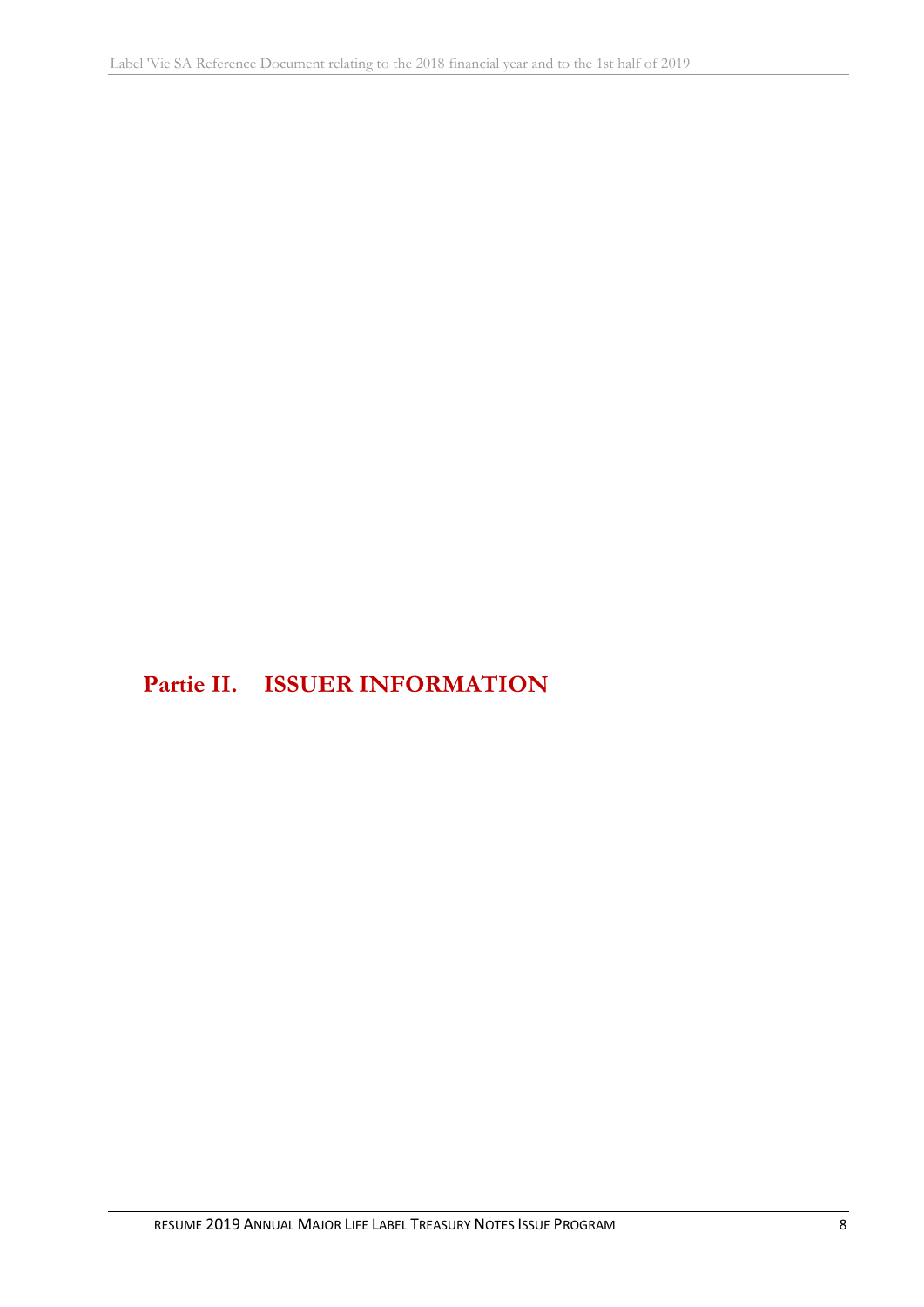# Partie II. ISSUER INFORMATION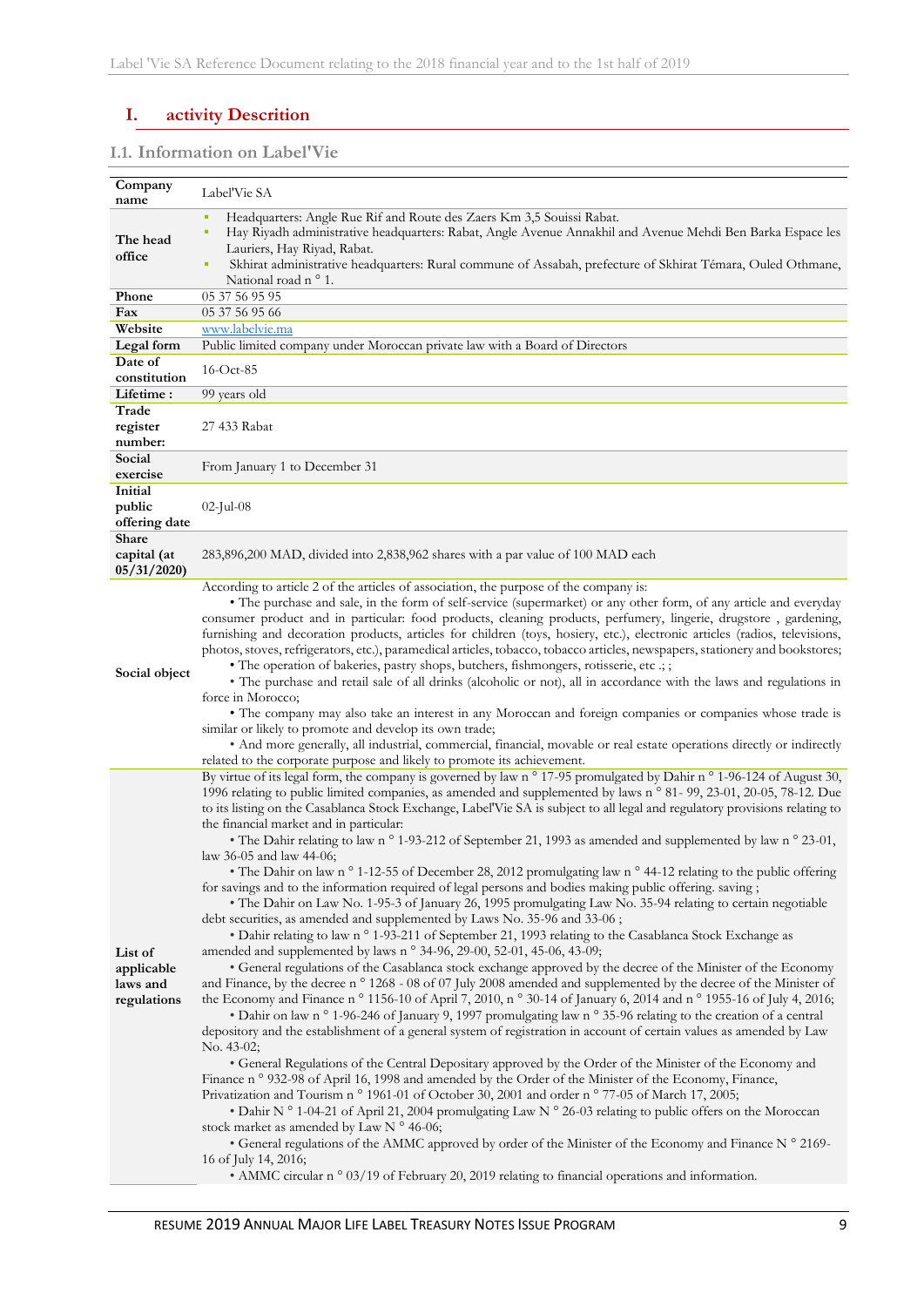# I. activity Description

## I.1. Information on Label'Vie

| | |
|---|---|
| **Company name** | Label'Vie SA |
| **The head office** | ▪ Headquarters: Angle Rue Rif and Route des Zaers Km 3,5 Souissi Rabat.<br>▪ Hay Riyadh administrative headquarters: Rabat, Angle Avenue Annakhil and Avenue Mehdi Ben Barka Espace les Lauriers, Hay Riyad, Rabat.<br>▪ Skhirat administrative headquarters: Rural commune of Assabah, prefecture of Skhirat Témara, Ouled Othmane, National road n ° 1. |
| **Phone** | 05 37 56 95 95 |
| **Fax** | 05 37 56 95 66 |
| **Website** | www.labelvie.ma |
| **Legal form** | Public limited company under Moroccan private law with a Board of Directors |
| **Date of constitution** | 16-Oct-85 |
| **Lifetime :** | 99 years old |
| **Trade register number:** | 27 433 Rabat |
| **Social exercise** | From January 1 to December 31 |
| **Initial public offering date** | 02-Jul-08 |
| **Share capital (at 05/31/2020)** | 283,896,200 MAD, divided into 2,838,962 shares with a par value of 100 MAD each |
| **Social object** | According to article 2 of the articles of association, the purpose of the company is:<br>• The purchase and sale, in the form of self-service (supermarket) or any other form, of any article and everyday consumer product and in particular: food products, cleaning products, perfumery, lingerie, drugstore , gardening, furnishing and decoration products, articles for children (toys, hosiery, etc.), electronic articles (radios, televisions, photos, stoves, refrigerators, etc.), paramedical articles, tobacco, tobacco articles, newspapers, stationery and bookstores;<br>• The operation of bakeries, pastry shops, butchers, fishmongers, rotisserie, etc .; ;<br>• The purchase and retail sale of all drinks (alcoholic or not), all in accordance with the laws and regulations in force in Morocco;<br>• The company may also take an interest in any Moroccan and foreign companies or companies whose trade is similar or likely to promote and develop its own trade;<br>• And more generally, all industrial, commercial, financial, movable or real estate operations directly or indirectly related to the corporate purpose and likely to promote its achievement. |
| **List of applicable laws and regulations** | By virtue of its legal form, the company is governed by law n ° 17-95 promulgated by Dahir n ° 1-96-124 of August 30, 1996 relating to public limited companies, as amended and supplemented by laws n ° 81- 99, 23-01, 20-05, 78-12. Due to its listing on the Casablanca Stock Exchange, Label'Vie SA is subject to all legal and regulatory provisions relating to the financial market and in particular:<br>• The Dahir relating to law n ° 1-93-212 of September 21, 1993 as amended and supplemented by law n ° 23-01, law 36-05 and law 44-06;<br>• The Dahir on law n ° 1-12-55 of December 28, 2012 promulgating law n ° 44-12 relating to the public offering for savings and to the information required of legal persons and bodies making public offering. saving ;<br>• The Dahir on Law No. 1-95-3 of January 26, 1995 promulgating Law No. 35-94 relating to certain negotiable debt securities, as amended and supplemented by Laws No. 35-96 and 33-06 ;<br>• Dahir relating to law n ° 1-93-211 of September 21, 1993 relating to the Casablanca Stock Exchange as amended and supplemented by laws n ° 34-96, 29-00, 52-01, 45-06, 43-09;<br>• General regulations of the Casablanca stock exchange approved by the decree of the Minister of the Economy and Finance, by the decree n ° 1268 - 08 of 07 July 2008 amended and supplemented by the decree of the Minister of the Economy and Finance n ° 1156-10 of April 7, 2010, n ° 30-14 of January 6, 2014 and n ° 1955-16 of July 4, 2016;<br>• Dahir on law n ° 1-96-246 of January 9, 1997 promulgating law n ° 35-96 relating to the creation of a central depository and the establishment of a general system of registration in account of certain values as amended by Law No. 43-02;<br>• General Regulations of the Central Depositary approved by the Order of the Minister of the Economy and Finance n ° 932-98 of April 16, 1998 and amended by the Order of the Minister of the Economy, Finance, Privatization and Tourism n ° 1961-01 of October 30, 2001 and order n ° 77-05 of March 17, 2005;<br>• Dahir N ° 1-04-21 of April 21, 2004 promulgating Law N ° 26-03 relating to public offers on the Moroccan stock market as amended by Law N ° 46-06;<br>• General regulations of the AMMC approved by order of the Minister of the Economy and Finance N ° 2169-16 of July 14, 2016;<br>• AMMC circular n ° 03/19 of February 20, 2019 relating to financial operations and information. |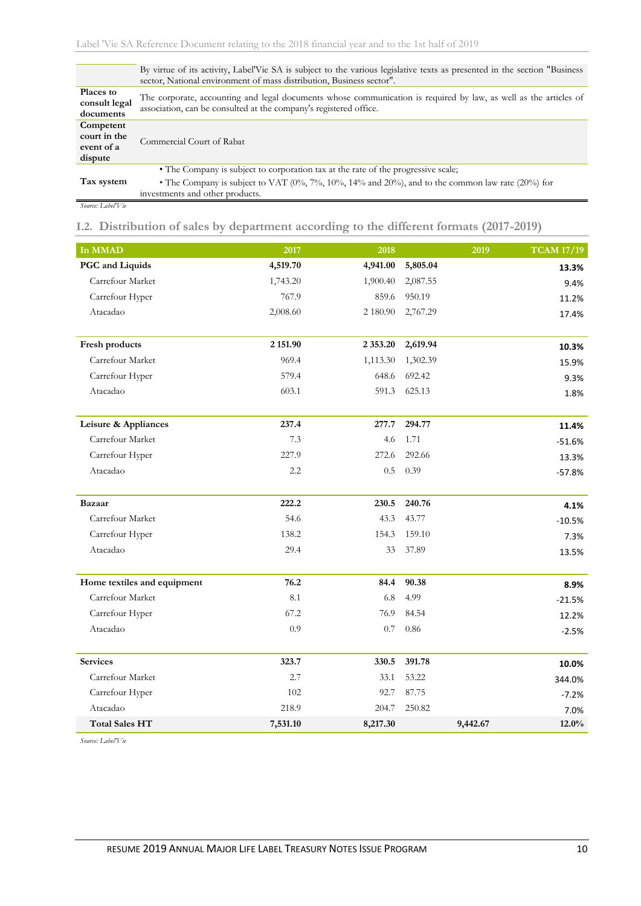| | |
|---|---|
| | By virtue of its activity, Label'Vie SA is subject to the various legislative texts as presented in the section "Business sector, National environment of mass distribution, Business sector". |
| **Places to consult legal documents** | The corporate, accounting and legal documents whose communication is required by law, as well as the articles of association, can be consulted at the company's registered office. |
| **Competent court in the event of a dispute** | Commercial Court of Rabat |
| **Tax system** | • The Company is subject to corporation tax at the rate of the progressive scale;<br>• The Company is subject to VAT (0%, 7%, 10%, 14% and 20%), and to the common law rate (20%) for investments and other products. |

*Source: Label'Vie*

## I.2. Distribution of sales by department according to the different formats (2017-2019)

| In MMAD | 2017 | 2018 | 2019 | TCAM 17/19 |
|---|---|---|---|---|
| **PGC and Liquids** | **4,519.70** | **4,941.00** | **5,805.04** | **13.3%** |
| Carrefour Market | 1,743.20 | 1,900.40 | 2,087.55 | 9.4% |
| Carrefour Hyper | 767.9 | 859.6 | 950.19 | 11.2% |
| Atacadao | 2,008.60 | 2 180.90 | 2,767.29 | 17.4% |
| | | | | |
| **Fresh products** | **2 151.90** | **2 353.20** | **2,619.94** | **10.3%** |
| Carrefour Market | 969.4 | 1,113.30 | 1,302.39 | 15.9% |
| Carrefour Hyper | 579.4 | 648.6 | 692.42 | 9.3% |
| Atacadao | 603.1 | 591.3 | 625.13 | 1.8% |
| | | | | |
| **Leisure & Appliances** | **237.4** | **277.7** | **294.77** | **11.4%** |
| Carrefour Market | 7.3 | 4.6 | 1.71 | -51.6% |
| Carrefour Hyper | 227.9 | 272.6 | 292.66 | 13.3% |
| Atacadao | 2.2 | 0.5 | 0.39 | -57.8% |
| | | | | |
| **Bazaar** | **222.2** | **230.5** | **240.76** | **4.1%** |
| Carrefour Market | 54.6 | 43.3 | 43.77 | -10.5% |
| Carrefour Hyper | 138.2 | 154.3 | 159.10 | 7.3% |
| Atacadao | 29.4 | 33 | 37.89 | 13.5% |
| | | | | |
| **Home textiles and equipment** | **76.2** | **84.4** | **90.38** | **8.9%** |
| Carrefour Market | 8.1 | 6.8 | 4.99 | -21.5% |
| Carrefour Hyper | 67.2 | 76.9 | 84.54 | 12.2% |
| Atacadao | 0.9 | 0.7 | 0.86 | -2.5% |
| | | | | |
| **Services** | **323.7** | **330.5** | **391.78** | **10.0%** |
| Carrefour Market | 2.7 | 33.1 | 53.22 | 344.0% |
| Carrefour Hyper | 102 | 92.7 | 87.75 | -7.2% |
| Atacadao | 218.9 | 204.7 | 250.82 | 7.0% |
| **Total Sales HT** | **7,531.10** | **8,217.30** | **9,442.67** | **12.0%** |

*Source: Label'Vie*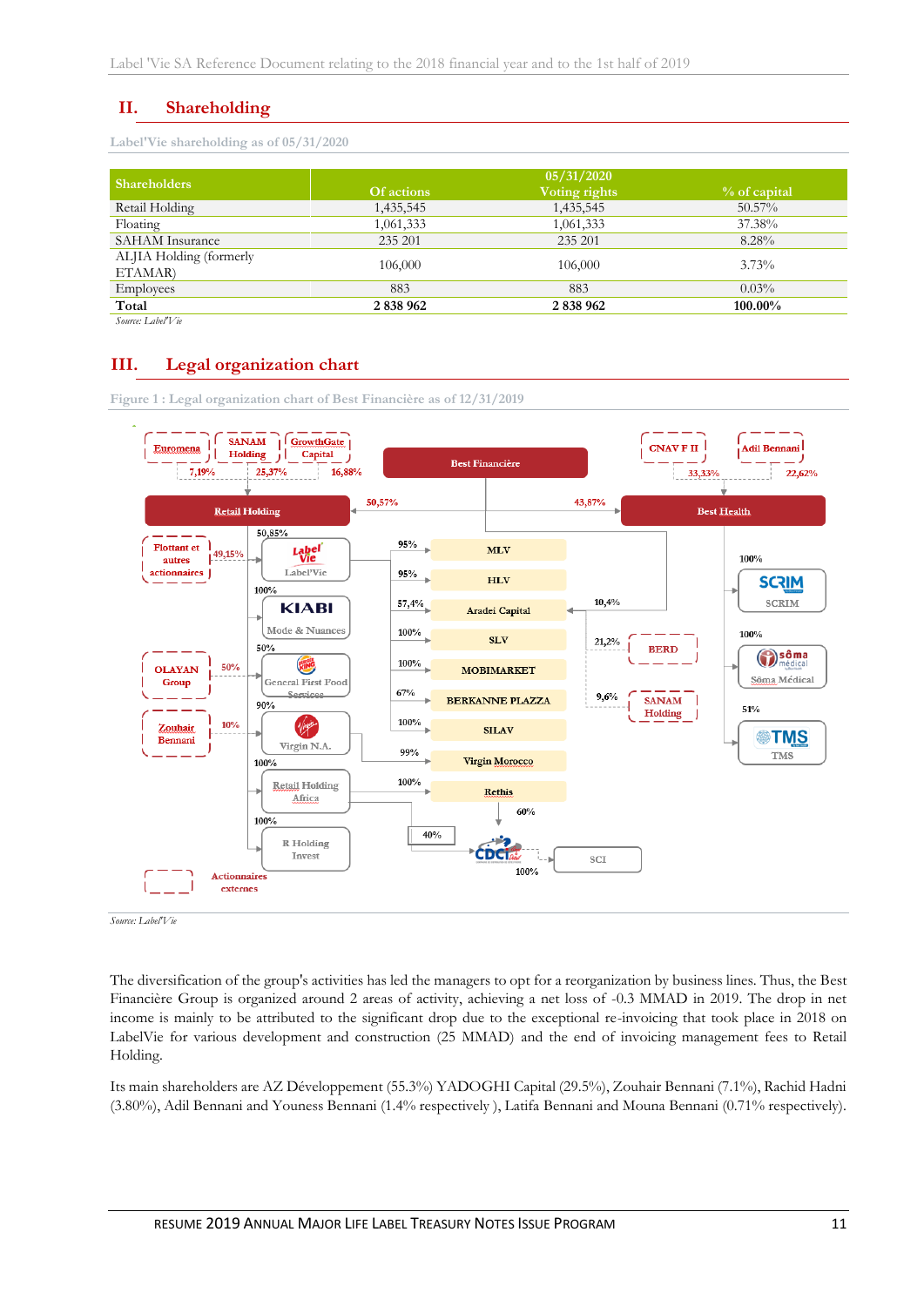## II. Shareholding

Label'Vie shareholding as of 05/31/2020

| Shareholders | 05/31/2020 | | |
|---|---|---|---|
| | Of actions | Voting rights | % of capital |
| Retail Holding | 1,435,545 | 1,435,545 | 50.57% |
| Floating | 1,061,333 | 1,061,333 | 37.38% |
| SAHAM Insurance | 235 201 | 235 201 | 8.28% |
| ALJIA Holding (formerly ETAMAR) | 106,000 | 106,000 | 3.73% |
| Employees | 883 | 883 | 0.03% |
| **Total** | **2 838 962** | **2 838 962** | **100.00%** |

*Source: Label'Vie*

## III. Legal organization chart

Figure 1 : Legal organization chart of Best Financière as of 12/31/2019

*Source: Label'Vie*

The diversification of the group's activities has led the managers to opt for a reorganization by business lines. Thus, the Best Financière Group is organized around 2 areas of activity, achieving a net loss of -0.3 MMAD in 2019. The drop in net income is mainly to be attributed to the significant drop due to the exceptional re-invoicing that took place in 2018 on LabelVie for various development and construction (25 MMAD) and the end of invoicing management fees to Retail Holding.

Its main shareholders are AZ Développement (55.3%) YADOGHI Capital (29.5%), Zouhair Bennani (7.1%), Rachid Hadni (3.80%), Adil Bennani and Youness Bennani (1.4% respectively ), Latifa Bennani and Mouna Bennani (0.71% respectively).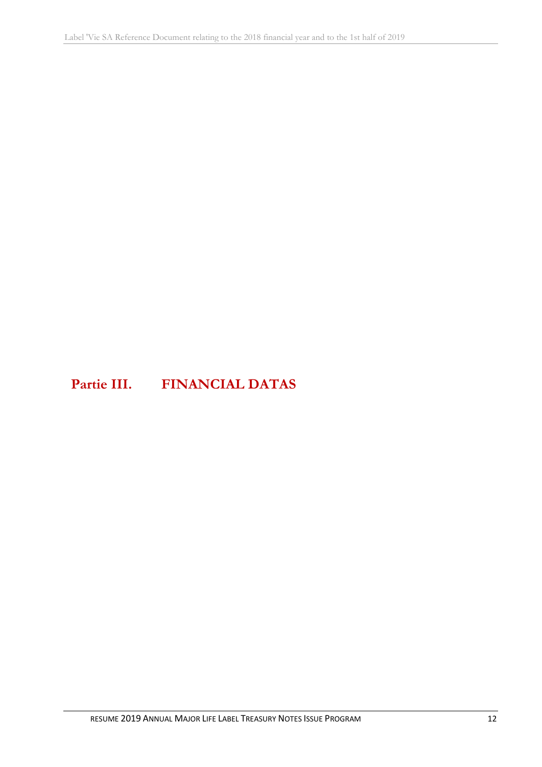# Partie III. FINANCIAL DATAS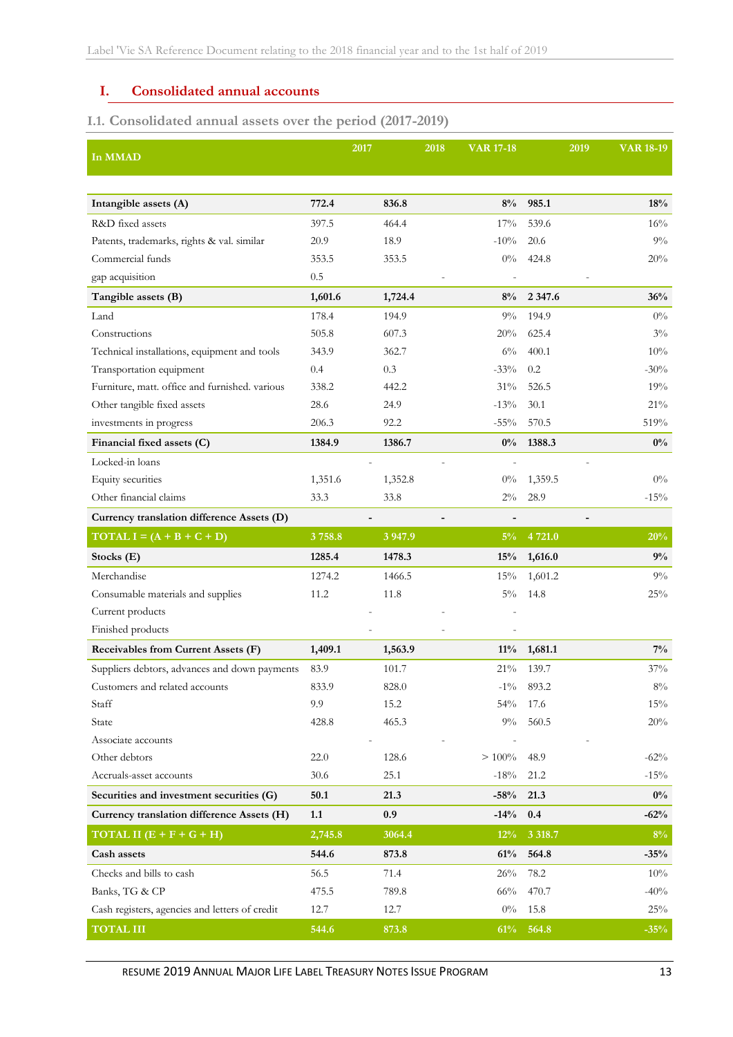# I. Consolidated annual accounts

## I.1. Consolidated annual assets over the period (2017-2019)

| In MMAD | 2017 | 2018 | VAR 17-18 | 2019 | VAR 18-19 |
|---|---|---|---|---|---|
| **Intangible assets (A)** | **772.4** | **836.8** | **8%** | **985.1** | **18%** |
| R&D fixed assets | 397.5 | 464.4 | 17% | 539.6 | 16% |
| Patents, trademarks, rights & val. similar | 20.9 | 18.9 | -10% | 20.6 | 9% |
| Commercial funds | 353.5 | 353.5 | 0% | 424.8 | 20% |
| gap acquisition | 0.5 | - | - | - | |
| **Tangible assets (B)** | **1,601.6** | **1,724.4** | **8%** | **2 347.6** | **36%** |
| Land | 178.4 | 194.9 | 9% | 194.9 | 0% |
| Constructions | 505.8 | 607.3 | 20% | 625.4 | 3% |
| Technical installations, equipment and tools | 343.9 | 362.7 | 6% | 400.1 | 10% |
| Transportation equipment | 0.4 | 0.3 | -33% | 0.2 | -30% |
| Furniture, matt. office and furnished. various | 338.2 | 442.2 | 31% | 526.5 | 19% |
| Other tangible fixed assets | 28.6 | 24.9 | -13% | 30.1 | 21% |
| investments in progress | 206.3 | 92.2 | -55% | 570.5 | 519% |
| **Financial fixed assets (C)** | **1384.9** | **1386.7** | **0%** | **1388.3** | **0%** |
| Locked-in loans | - | - | - | - | |
| Equity securities | 1,351.6 | 1,352.8 | 0% | 1,359.5 | 0% |
| Other financial claims | 33.3 | 33.8 | 2% | 28.9 | -15% |
| **Currency translation difference Assets (D)** | **-** | **-** | **-** | **-** | |
| **TOTAL I = (A + B + C + D)** | **3 758.8** | **3 947.9** | **5%** | **4 721.0** | **20%** |
| **Stocks (E)** | **1285.4** | **1478.3** | **15%** | **1,616.0** | **9%** |
| Merchandise | 1274.2 | 1466.5 | 15% | 1,601.2 | 9% |
| Consumable materials and supplies | 11.2 | 11.8 | 5% | 14.8 | 25% |
| Current products | - | - | - | | |
| Finished products | - | - | - | | |
| **Receivables from Current Assets (F)** | **1,409.1** | **1,563.9** | **11%** | **1,681.1** | **7%** |
| Suppliers debtors, advances and down payments | 83.9 | 101.7 | 21% | 139.7 | 37% |
| Customers and related accounts | 833.9 | 828.0 | -1% | 893.2 | 8% |
| Staff | 9.9 | 15.2 | 54% | 17.6 | 15% |
| State | 428.8 | 465.3 | 9% | 560.5 | 20% |
| Associate accounts | - | - | - | - | |
| Other debtors | 22.0 | 128.6 | > 100% | 48.9 | -62% |
| Accruals-asset accounts | 30.6 | 25.1 | -18% | 21.2 | -15% |
| **Securities and investment securities (G)** | **50.1** | **21.3** | **-58%** | **21.3** | **0%** |
| **Currency translation difference Assets (H)** | **1.1** | **0.9** | **-14%** | **0.4** | **-62%** |
| **TOTAL II (E + F + G + H)** | **2,745.8** | **3064.4** | **12%** | **3 318.7** | **8%** |
| **Cash assets** | **544.6** | **873.8** | **61%** | **564.8** | **-35%** |
| Checks and bills to cash | 56.5 | 71.4 | 26% | 78.2 | 10% |
| Banks, TG & CP | 475.5 | 789.8 | 66% | 470.7 | -40% |
| Cash registers, agencies and letters of credit | 12.7 | 12.7 | 0% | 15.8 | 25% |
| **TOTAL III** | **544.6** | **873.8** | **61%** | **564.8** | **-35%** |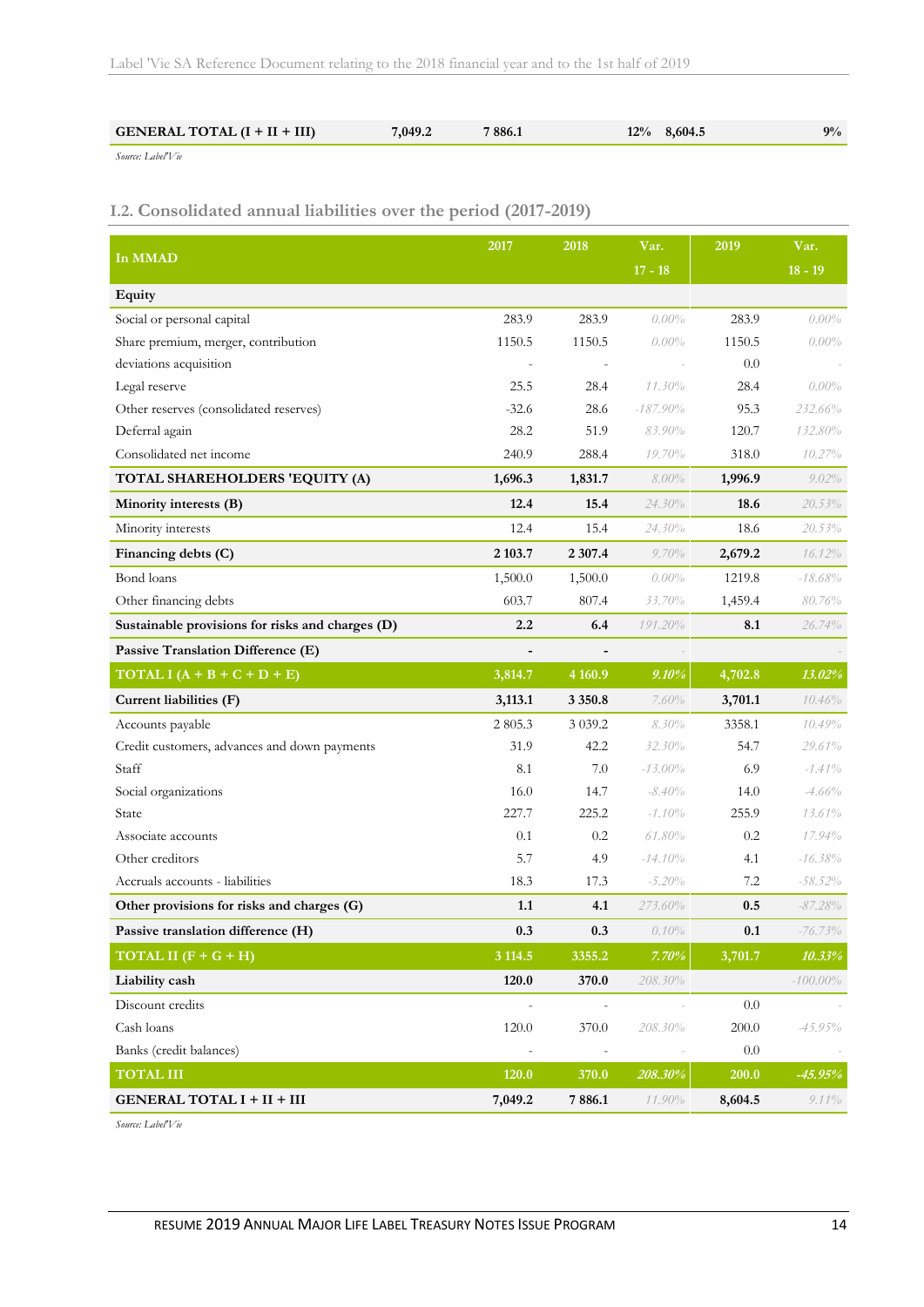| GENERAL TOTAL (I + II + III) | 7,049.2 | 7 886.1 | 12% | 8,604.5 | 9% |
|---|---|---|---|---|---|

*Source: Label'Vie*

### I.2. Consolidated annual liabilities over the period (2017-2019)

| In MMAD | 2017 | 2018 | Var. 17 - 18 | 2019 | Var. 18 - 19 |
|---|---|---|---|---|---|
| **Equity** | | | | | |
| Social or personal capital | 283.9 | 283.9 | *0.00%* | 283.9 | *0.00%* |
| Share premium, merger, contribution | 1150.5 | 1150.5 | *0.00%* | 1150.5 | *0.00%* |
| deviations acquisition | - | - | - | 0.0 | - |
| Legal reserve | 25.5 | 28.4 | *11.30%* | 28.4 | *0.00%* |
| Other reserves (consolidated reserves) | -32.6 | 28.6 | *-187.90%* | 95.3 | *232.66%* |
| Deferral again | 28.2 | 51.9 | *83.90%* | 120.7 | *132.80%* |
| Consolidated net income | 240.9 | 288.4 | *19.70%* | 318.0 | *10.27%* |
| **TOTAL SHAREHOLDERS 'EQUITY (A)** | **1,696.3** | **1,831.7** | *8.00%* | **1,996.9** | *9.02%* |
| **Minority interests (B)** | **12.4** | **15.4** | *24.30%* | **18.6** | *20.53%* |
| Minority interests | 12.4 | 15.4 | *24.30%* | 18.6 | *20.53%* |
| **Financing debts (C)** | **2 103.7** | **2 307.4** | *9.70%* | **2,679.2** | *16.12%* |
| Bond loans | 1,500.0 | 1,500.0 | *0.00%* | 1219.8 | *-18.68%* |
| Other financing debts | 603.7 | 807.4 | *33.70%* | 1,459.4 | *80.76%* |
| **Sustainable provisions for risks and charges (D)** | **2.2** | **6.4** | *191.20%* | **8.1** | *26.74%* |
| **Passive Translation Difference (E)** | **-** | **-** | - | | - |
| **TOTAL I (A + B + C + D + E)** | **3,814.7** | **4 160.9** | ***9.10%*** | **4,702.8** | ***13.02%*** |
| **Current liabilities (F)** | **3,113.1** | **3 350.8** | *7.60%* | **3,701.1** | *10.46%* |
| Accounts payable | 2 805.3 | 3 039.2 | *8.30%* | 3358.1 | *10.49%* |
| Credit customers, advances and down payments | 31.9 | 42.2 | *32.30%* | 54.7 | *29.61%* |
| Staff | 8.1 | 7.0 | *-13.00%* | 6.9 | *-1.41%* |
| Social organizations | 16.0 | 14.7 | *-8.40%* | 14.0 | *-4.66%* |
| State | 227.7 | 225.2 | *-1.10%* | 255.9 | *13.61%* |
| Associate accounts | 0.1 | 0.2 | *61.80%* | 0.2 | *17.94%* |
| Other creditors | 5.7 | 4.9 | *-14.10%* | 4.1 | *-16.38%* |
| Accruals accounts - liabilities | 18.3 | 17.3 | *-5.20%* | 7.2 | *-58.52%* |
| **Other provisions for risks and charges (G)** | **1.1** | **4.1** | *273.60%* | **0.5** | *-87.28%* |
| **Passive translation difference (H)** | **0.3** | **0.3** | *0.10%* | **0.1** | *-76.73%* |
| **TOTAL II (F + G + H)** | **3 114.5** | **3355.2** | ***7.70%*** | **3,701.7** | ***10.33%*** |
| **Liability cash** | **120.0** | **370.0** | *208.30%* | | *-100.00%* |
| Discount credits | - | - | - | 0.0 | - |
| Cash loans | 120.0 | 370.0 | *208.30%* | 200.0 | *-45.95%* |
| Banks (credit balances) | - | - | - | 0.0 | - |
| **TOTAL III** | **120.0** | **370.0** | ***208.30%*** | **200.0** | ***-45.95%*** |
| **GENERAL TOTAL I + II + III** | **7,049.2** | **7 886.1** | *11.90%* | **8,604.5** | *9.11%* |

*Source: Label'Vie*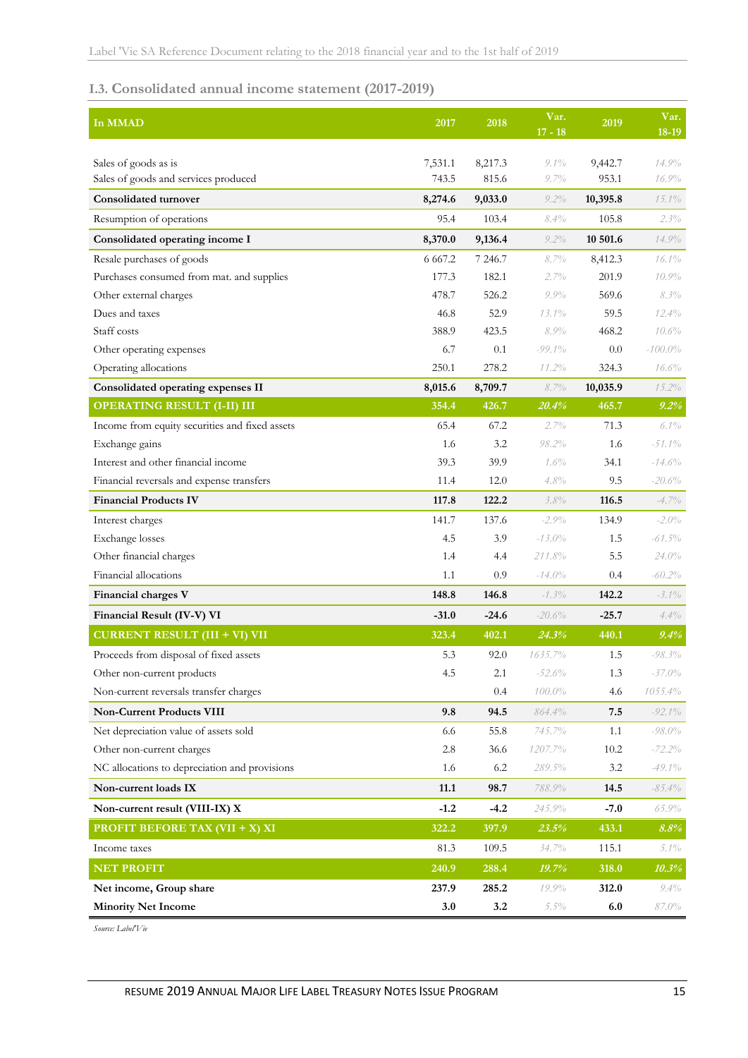## I.3. Consolidated annual income statement (2017-2019)

| In MMAD | 2017 | 2018 | Var. 17 - 18 | 2019 | Var. 18-19 |
|---|---|---|---|---|---|
| Sales of goods as is | 7,531.1 | 8,217.3 | 9.1% | 9,442.7 | 14.9% |
| Sales of goods and services produced | 743.5 | 815.6 | 9.7% | 953.1 | 16.9% |
| **Consolidated turnover** | **8,274.6** | **9,033.0** | 9.2% | **10,395.8** | 15.1% |
| Resumption of operations | 95.4 | 103.4 | 8.4% | 105.8 | 2.3% |
| **Consolidated operating income I** | **8,370.0** | **9,136.4** | 9.2% | **10 501.6** | 14.9% |
| Resale purchases of goods | 6 667.2 | 7 246.7 | 8.7% | 8,412.3 | 16.1% |
| Purchases consumed from mat. and supplies | 177.3 | 182.1 | 2.7% | 201.9 | 10.9% |
| Other external charges | 478.7 | 526.2 | 9.9% | 569.6 | 8.3% |
| Dues and taxes | 46.8 | 52.9 | 13.1% | 59.5 | 12.4% |
| Staff costs | 388.9 | 423.5 | 8.9% | 468.2 | 10.6% |
| Other operating expenses | 6.7 | 0.1 | -99.1% | 0.0 | -100.0% |
| Operating allocations | 250.1 | 278.2 | 11.2% | 324.3 | 16.6% |
| **Consolidated operating expenses II** | **8,015.6** | **8,709.7** | 8.7% | **10,035.9** | 15.2% |
| **OPERATING RESULT (I-II) III** | **354.4** | **426.7** | **20.4%** | **465.7** | **9.2%** |
| Income from equity securities and fixed assets | 65.4 | 67.2 | 2.7% | 71.3 | 6.1% |
| Exchange gains | 1.6 | 3.2 | 98.2% | 1.6 | -51.1% |
| Interest and other financial income | 39.3 | 39.9 | 1.6% | 34.1 | -14.6% |
| Financial reversals and expense transfers | 11.4 | 12.0 | 4.8% | 9.5 | -20.6% |
| **Financial Products IV** | **117.8** | **122.2** | 3.8% | **116.5** | -4.7% |
| Interest charges | 141.7 | 137.6 | -2.9% | 134.9 | -2.0% |
| Exchange losses | 4.5 | 3.9 | -13.0% | 1.5 | -61.5% |
| Other financial charges | 1.4 | 4.4 | 211.8% | 5.5 | 24.0% |
| Financial allocations | 1.1 | 0.9 | -14.0% | 0.4 | -60.2% |
| **Financial charges V** | **148.8** | **146.8** | -1.3% | **142.2** | -3.1% |
| **Financial Result (IV-V) VI** | **-31.0** | **-24.6** | -20.6% | **-25.7** | 4.4% |
| **CURRENT RESULT (III + VI) VII** | **323.4** | **402.1** | **24.3%** | **440.1** | **9.4%** |
| Proceeds from disposal of fixed assets | 5.3 | 92.0 | 1635.7% | 1.5 | -98.3% |
| Other non-current products | 4.5 | 2.1 | -52.6% | 1.3 | -37.0% |
| Non-current reversals transfer charges | | 0.4 | 100.0% | 4.6 | 1055.4% |
| **Non-Current Products VIII** | **9.8** | **94.5** | 864.4% | **7.5** | -92.1% |
| Net depreciation value of assets sold | 6.6 | 55.8 | 745.7% | 1.1 | -98.0% |
| Other non-current charges | 2.8 | 36.6 | 1207.7% | 10.2 | -72.2% |
| NC allocations to depreciation and provisions | 1.6 | 6.2 | 289.5% | 3.2 | -49.1% |
| **Non-current loads IX** | **11.1** | **98.7** | 788.9% | **14.5** | -85.4% |
| **Non-current result (VIII-IX) X** | **-1.2** | **-4.2** | 245.9% | **-7.0** | 65.9% |
| **PROFIT BEFORE TAX (VII + X) XI** | **322.2** | **397.9** | **23.5%** | **433.1** | **8.8%** |
| Income taxes | 81.3 | 109.5 | 34.7% | 115.1 | 5.1% |
| **NET PROFIT** | **240.9** | **288.4** | **19.7%** | **318.0** | **10.3%** |
| **Net income, Group share** | **237.9** | **285.2** | 19.9% | **312.0** | 9.4% |
| **Minority Net Income** | **3.0** | **3.2** | 5.5% | **6.0** | 87.0% |

*Source: Label'Vie*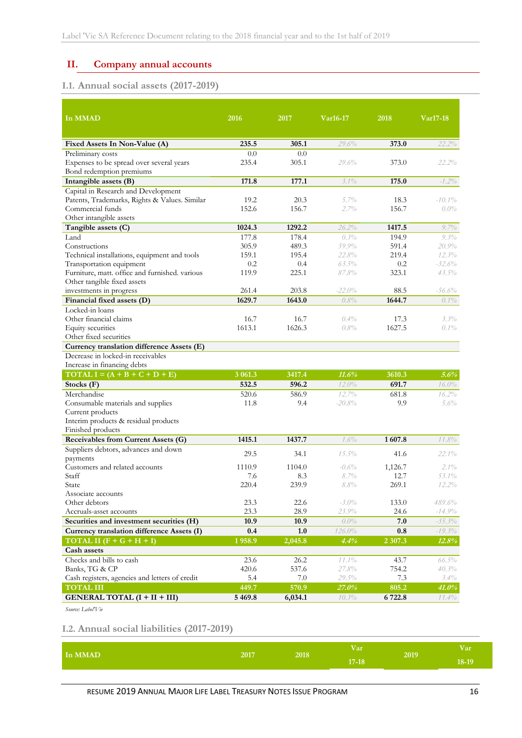## II. Company annual accounts

### I.1. Annual social assets (2017-2019)

| In MMAD | 2016 | 2017 | Var16-17 | 2018 | Var17-18 |
|---|---|---|---|---|---|
| **Fixed Assets In Non-Value (A)** | **235.5** | **305.1** | 29.6% | **373.0** | 22.2% |
| Preliminary costs | 0.0 | 0.0 | | | |
| Expenses to be spread over several years | 235.4 | 305.1 | 29.6% | 373.0 | 22.2% |
| Bond redemption premiums | | | | | |
| **Intangible assets (B)** | **171.8** | **177.1** | 3.1% | **175.0** | -1.2% |
| Capital in Research and Development | | | | | |
| Patents, Trademarks, Rights & Values. Similar | 19.2 | 20.3 | 5.7% | 18.3 | -10.1% |
| Commercial funds | 152.6 | 156.7 | 2.7% | 156.7 | 0.0% |
| Other intangible assets | | | | | |
| **Tangible assets (C)** | **1024.3** | **1292.2** | 26.2% | **1417.5** | 9.7% |
| Land | 177.8 | 178.4 | 0.3% | 194.9 | 9.3% |
| Constructions | 305.9 | 489.3 | 59.9% | 591.4 | 20.9% |
| Technical installations, equipment and tools | 159.1 | 195.4 | 22.8% | 219.4 | 12.3% |
| Transportation equipment | 0.2 | 0.4 | 63.5% | 0.2 | -32.6% |
| Furniture, matt. office and furnished. various | 119.9 | 225.1 | 87.8% | 323.1 | 43.5% |
| Other tangible fixed assets | | | | | |
| investments in progress | 261.4 | 203.8 | -22.0% | 88.5 | -56.6% |
| **Financial fixed assets (D)** | **1629.7** | **1643.0** | 0.8% | **1644.7** | 0.1% |
| Locked-in loans | | | | | |
| Other financial claims | 16.7 | 16.7 | 0.4% | 17.3 | 3.3% |
| Equity securities | 1613.1 | 1626.3 | 0.8% | 1627.5 | 0.1% |
| Other fixed securities | | | | | |
| **Currency translation difference Assets (E)** | | | | | |
| Decrease in locked-in receivables | | | | | |
| Increase in financing debts | | | | | |
| **TOTAL I = (A + B + C + D + E)** | **3 061.3** | **3417.4** | **11.6%** | **3610.3** | **5.6%** |
| **Stocks (F)** | **532.5** | **596.2** | 12.0% | **691.7** | 16.0% |
| Merchandise | 520.6 | 586.9 | 12.7% | 681.8 | 16.2% |
| Consumable materials and supplies | 11.8 | 9.4 | -20.8% | 9.9 | 5.6% |
| Current products | | | | | |
| Interim products & residual products | | | | | |
| Finished products | | | | | |
| **Receivables from Current Assets (G)** | **1415.1** | **1437.7** | 1.6% | **1 607.8** | 11.8% |
| Suppliers debtors, advances and down payments | 29.5 | 34.1 | 15.5% | 41.6 | 22.1% |
| Customers and related accounts | 1110.9 | 1104.0 | -0.6% | 1,126.7 | 2.1% |
| Staff | 7.6 | 8.3 | 8.7% | 12.7 | 53.1% |
| State | 220.4 | 239.9 | 8.8% | 269.1 | 12.2% |
| Associate accounts | | | | | |
| Other debtors | 23.3 | 22.6 | -3.0% | 133.0 | 489.6% |
| Accruals-asset accounts | 23.3 | 28.9 | 23.9% | 24.6 | -14.9% |
| **Securities and investment securities (H)** | **10.9** | **10.9** | 0.0% | **7.0** | -35.3% |
| **Currency translation difference Assets (I)** | **0.4** | **1.0** | 126.0% | **0.8** | -19.3% |
| **TOTAL II (F + G + H + I)** | **1 958.9** | **2,045.8** | **4.4%** | **2 307.3** | **12.8%** |
| **Cash assets** | | | | | |
| Checks and bills to cash | 23.6 | 26.2 | 11.1% | 43.7 | 66.5% |
| Banks, TG & CP | 420.6 | 537.6 | 27.8% | 754.2 | 40.3% |
| Cash registers, agencies and letters of credit | 5.4 | 7.0 | 29.5% | 7.3 | 3.4% |
| **TOTAL III** | **449.7** | **570.9** | **27.0%** | **805.2** | **41.0%** |
| **GENERAL TOTAL (I + II + III)** | **5 469.8** | **6,034.1** | 10.3% | **6 722.8** | 11.4% |

*Source: Label'Vie*

### I.2. Annual social liabilities (2017-2019)

| In MMAD | 2017 | 2018 | Var 17-18 | 2019 | Var 18-19 |
|---|---|---|---|---|---|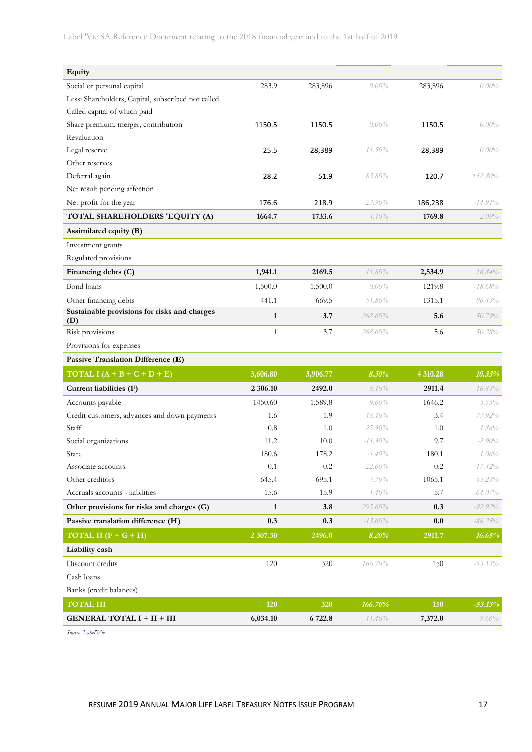| Equity | | | | | |
|---|---|---|---|---|---|
| Social or personal capital | 283.9 | 283,896 | *0.00%* | 283,896 | *0.00%* |
| Less: Shareholders, Capital, subscribed not called | | | | | |
| Called capital of which paid | | | | | |
| Share premium, merger, contribution | 1150.5 | 1150.5 | *0.00%* | 1150.5 | *0.00%* |
| Revaluation | | | | | |
| Legal reserve | 25.5 | 28,389 | *11.50%* | 28,389 | *0.00%* |
| Other reserves | | | | | |
| Deferral again | 28.2 | 51.9 | *83.80%* | 120.7 | *132.80%* |
| Net result pending affection | | | | | |
| Net profit for the year | 176.6 | 218.9 | *23.90%* | 186,238 | *-14.91%* |
| **TOTAL SHAREHOLDERS 'EQUITY (A)** | **1664.7** | **1733.6** | *4.10%* | **1769.8** | *2.09%* |
| **Assimilated equity (B)** | | | | | |
| Investment grants | | | | | |
| Regulated provisions | | | | | |
| **Financing debts (C)** | **1,941.1** | **2169.5** | *11.80%* | **2,534.9** | *16.84%* |
| Bond loans | 1,500.0 | 1,500.0 | *0.00%* | 1219.8 | *-18.68%* |
| Other financing debts | 441.1 | 669.5 | *51.80%* | 1315.1 | *96.43%* |
| **Sustainable provisions for risks and charges (D)** | **1** | **3.7** | *268.60%* | **5.6** | *50.79%* |
| Risk provisions | 1 | 3.7 | *268.60%* | 5.6 | *50.28%* |
| Provisions for expenses | | | | | |
| **Passive Translation Difference (E)** | | | | | |
| **TOTAL I (A + B + C + D + E)** | **3,606.80** | **3,906.77** | ***8.30%*** | **4 310.28** | ***10.33%*** |
| **Current liabilities (F)** | **2 306.10** | **2492.0** | *8.10%* | **2911.4** | *16.83%* |
| Accounts payable | 1450.60 | 1,589.8 | *9.60%* | 1646.2 | *3.55%* |
| Credit customers, advances and down payments | 1.6 | 1.9 | *18.10%* | 3.4 | *77.92%* |
| Staff | 0.8 | 1.0 | *25.30%* | 1.0 | *1.86%* |
| Social organizations | 11.2 | 10.0 | *-11.30%* | 9.7 | *-2.90%* |
| State | 180.6 | 178.2 | *-1.40%* | 180.1 | *1.06%* |
| Associate accounts | 0.1 | 0.2 | *22.60%* | 0.2 | *17.42%* |
| Other creditors | 645.4 | 695.1 | *7.70%* | 1065.1 | *53.23%* |
| Accruals accounts - liabilities | 15.6 | 15.9 | *1.40%* | 5.7 | *-64.07%* |
| **Other provisions for risks and charges (G)** | **1** | **3.8** | *295.60%* | **0.3** | *-92.92%* |
| **Passive translation difference (H)** | **0.3** | **0.3** | *-13.60%* | **0.0** | *-88.25%* |
| **TOTAL II (F + G + H)** | **2 307.30** | **2496.0** | ***8.20%*** | **2911.7** | ***16.65%*** |
| **Liability cash** | | | | | |
| Discount credits | 120 | 320 | *166.70%* | 150 | *-53.13%* |
| Cash loans | | | | | |
| Banks (credit balances) | | | | | |
| **TOTAL III** | **120** | **320** | ***166.70%*** | **150** | ***-53.13%*** |
| **GENERAL TOTAL I + II + III** | **6,034.10** | **6 722.8** | *11.40%* | **7,372.0** | *9.66%* |

*Source: Label'Vie*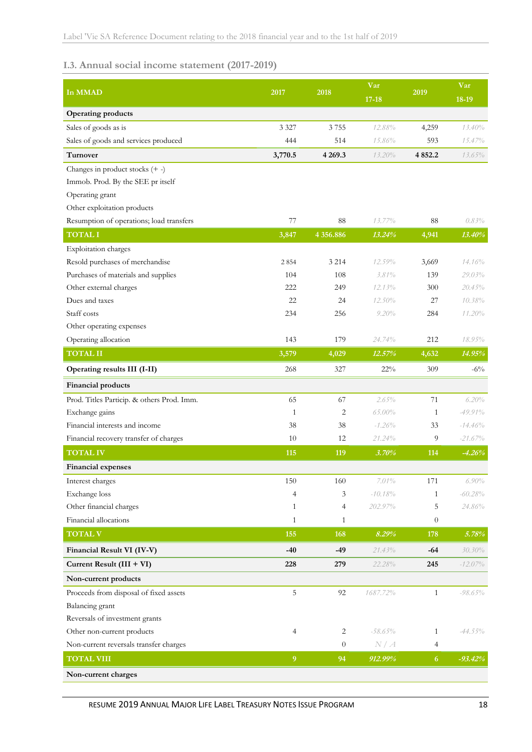## I.3. Annual social income statement (2017-2019)

| In MMAD | 2017 | 2018 | Var 17-18 | 2019 | Var 18-19 |
|---|---|---|---|---|---|
| **Operating products** | | | | | |
| Sales of goods as is | 3 327 | 3 755 | 12.88% | 4,259 | 13.40% |
| Sales of goods and services produced | 444 | 514 | 15.86% | 593 | 15.47% |
| **Turnover** | **3,770.5** | **4 269.3** | 13.20% | **4 852.2** | 13.65% |
| Changes in product stocks (+ -) | | | | | |
| Immob. Prod. By the SEE pr itself | | | | | |
| Operating grant | | | | | |
| Other exploitation products | | | | | |
| Resumption of operations; load transfers | 77 | 88 | 13.77% | 88 | 0.83% |
| **TOTAL I** | **3,847** | **4 356.886** | **13.24%** | **4,941** | **13.40%** |
| Exploitation charges | | | | | |
| Resold purchases of merchandise | 2 854 | 3 214 | 12.59% | 3,669 | 14.16% |
| Purchases of materials and supplies | 104 | 108 | 3.81% | 139 | 29.03% |
| Other external charges | 222 | 249 | 12.13% | 300 | 20.45% |
| Dues and taxes | 22 | 24 | 12.50% | 27 | 10.38% |
| Staff costs | 234 | 256 | 9.20% | 284 | 11.20% |
| Other operating expenses | | | | | |
| Operating allocation | 143 | 179 | 24.74% | 212 | 18.95% |
| **TOTAL II** | **3,579** | **4,029** | **12.57%** | **4,632** | **14.95%** |
| **Operating results III (I-II)** | 268 | 327 | 22% | 309 | -6% |
| **Financial products** | | | | | |
| Prod. Titles Particip. & others Prod. Imm. | 65 | 67 | 2.65% | 71 | 6.20% |
| Exchange gains | 1 | 2 | 65.00% | 1 | -49.91% |
| Financial interests and income | 38 | 38 | -1.26% | 33 | -14.46% |
| Financial recovery transfer of charges | 10 | 12 | 21.24% | 9 | -21.67% |
| **TOTAL IV** | **115** | **119** | **3.70%** | **114** | **-4.26%** |
| **Financial expenses** | | | | | |
| Interest charges | 150 | 160 | 7.01% | 171 | 6.90% |
| Exchange loss | 4 | 3 | -10.18% | 1 | -60.28% |
| Other financial charges | 1 | 4 | 202.97% | 5 | 24.86% |
| Financial allocations | 1 | 1 | | 0 | |
| **TOTAL V** | **155** | **168** | **8.29%** | **178** | **5.78%** |
| **Financial Result VI (IV-V)** | **-40** | **-49** | 21.43% | **-64** | 30.30% |
| **Current Result (III + VI)** | **228** | **279** | 22.28% | **245** | -12.07% |
| **Non-current products** | | | | | |
| Proceeds from disposal of fixed assets | 5 | 92 | 1687.72% | 1 | -98.65% |
| Balancing grant | | | | | |
| Reversals of investment grants | | | | | |
| Other non-current products | 4 | 2 | -58.65% | 1 | -44.55% |
| Non-current reversals transfer charges | | 0 | N / A | 4 | |
| **TOTAL VIII** | **9** | **94** | **912.99%** | **6** | **-93.42%** |
| **Non-current charges** | | | | | |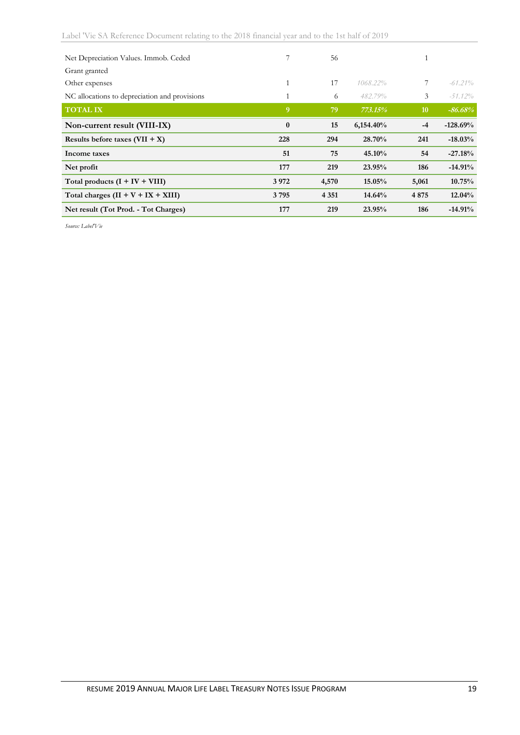| | | | | | |
|---|---|---|---|---|---|
| Net Depreciation Values. Immob. Ceded | 7 | 56 | | 1 | |
| Grant granted | | | | | |
| Other expenses | 1 | 17 | *1068.22%* | 7 | *-61.21%* |
| NC allocations to depreciation and provisions | 1 | 6 | *482.79%* | 3 | *-51.12%* |
| **TOTAL IX** | **9** | **79** | ***773.15%*** | **10** | ***-86.68%*** |
| **Non-current result (VIII-IX)** | **0** | **15** | **6,154.40%** | **-4** | **-128.69%** |
| **Results before taxes (VII + X)** | **228** | **294** | **28.70%** | **241** | **-18.03%** |
| **Income taxes** | **51** | **75** | **45.10%** | **54** | **-27.18%** |
| **Net profit** | **177** | **219** | **23.95%** | **186** | **-14.91%** |
| **Total products (I + IV + VIII)** | **3 972** | **4,570** | **15.05%** | **5,061** | **10.75%** |
| **Total charges (II + V + IX + XIII)** | **3 795** | **4 351** | **14.64%** | **4 875** | **12.04%** |
| **Net result (Tot Prod. - Tot Charges)** | **177** | **219** | **23.95%** | **186** | **-14.91%** |

*Source: Label'Vie*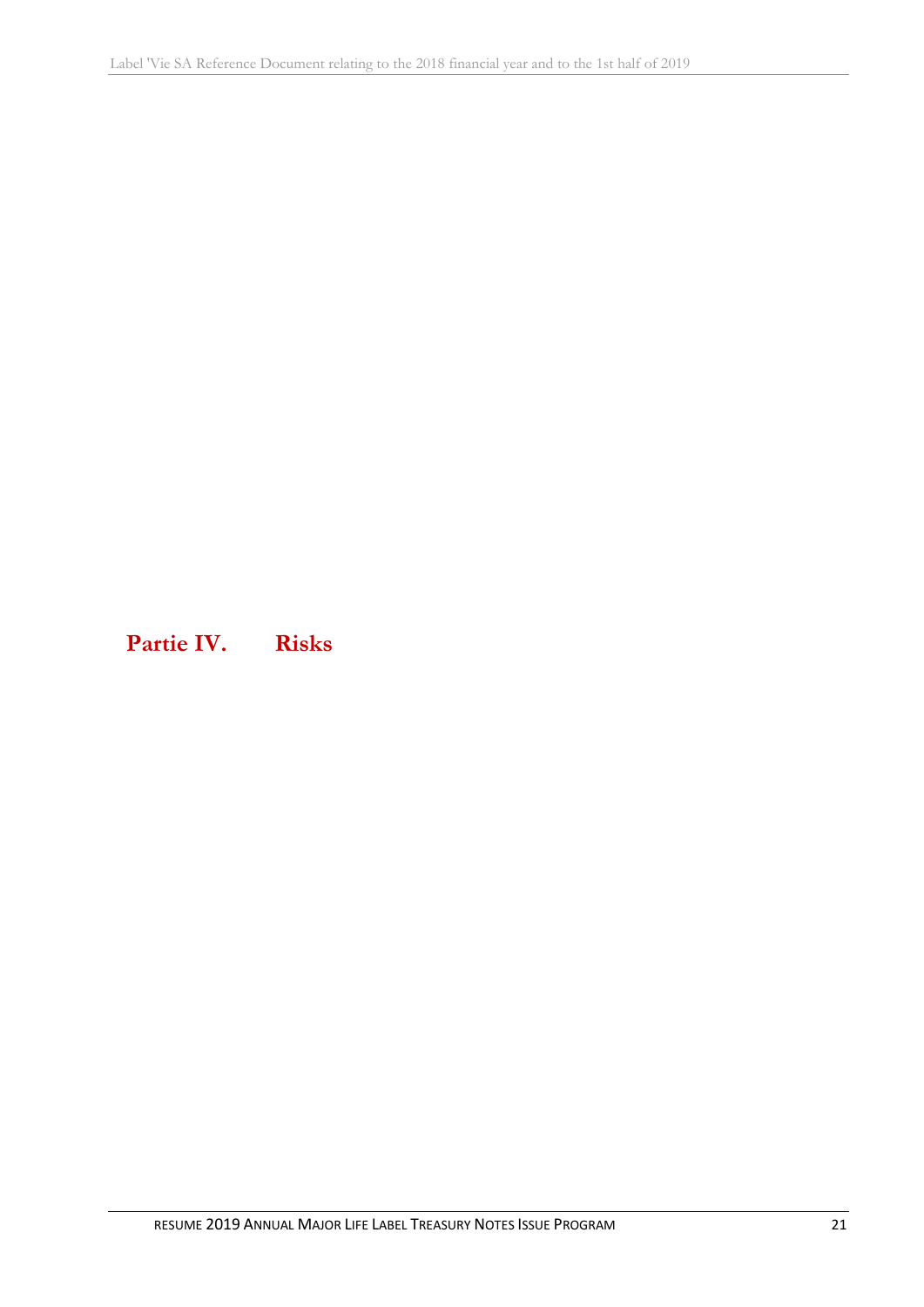# Partie IV. Risks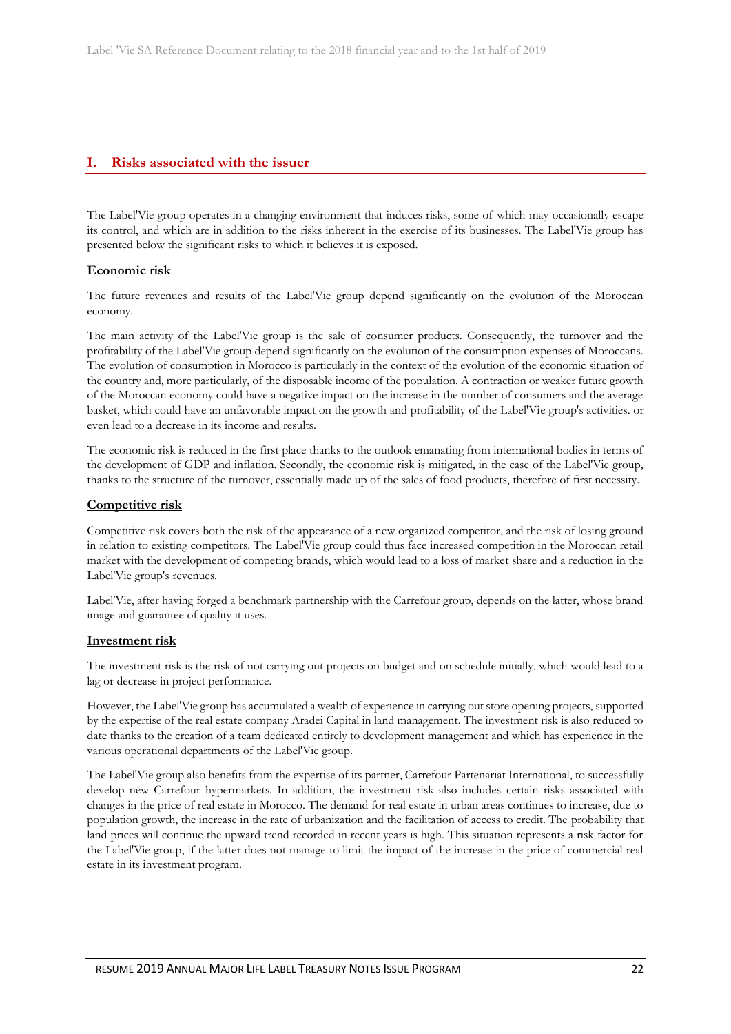## I. Risks associated with the issuer

The Label'Vie group operates in a changing environment that induces risks, some of which may occasionally escape its control, and which are in addition to the risks inherent in the exercise of its businesses. The Label'Vie group has presented below the significant risks to which it believes it is exposed.

### Economic risk

The future revenues and results of the Label'Vie group depend significantly on the evolution of the Moroccan economy.

The main activity of the Label'Vie group is the sale of consumer products. Consequently, the turnover and the profitability of the Label'Vie group depend significantly on the evolution of the consumption expenses of Moroccans. The evolution of consumption in Morocco is particularly in the context of the evolution of the economic situation of the country and, more particularly, of the disposable income of the population. A contraction or weaker future growth of the Moroccan economy could have a negative impact on the increase in the number of consumers and the average basket, which could have an unfavorable impact on the growth and profitability of the Label'Vie group's activities. or even lead to a decrease in its income and results.

The economic risk is reduced in the first place thanks to the outlook emanating from international bodies in terms of the development of GDP and inflation. Secondly, the economic risk is mitigated, in the case of the Label'Vie group, thanks to the structure of the turnover, essentially made up of the sales of food products, therefore of first necessity.

### Competitive risk

Competitive risk covers both the risk of the appearance of a new organized competitor, and the risk of losing ground in relation to existing competitors. The Label'Vie group could thus face increased competition in the Moroccan retail market with the development of competing brands, which would lead to a loss of market share and a reduction in the Label'Vie group's revenues.

Label'Vie, after having forged a benchmark partnership with the Carrefour group, depends on the latter, whose brand image and guarantee of quality it uses.

### Investment risk

The investment risk is the risk of not carrying out projects on budget and on schedule initially, which would lead to a lag or decrease in project performance.

However, the Label'Vie group has accumulated a wealth of experience in carrying out store opening projects, supported by the expertise of the real estate company Aradei Capital in land management. The investment risk is also reduced to date thanks to the creation of a team dedicated entirely to development management and which has experience in the various operational departments of the Label'Vie group.

The Label'Vie group also benefits from the expertise of its partner, Carrefour Partenariat International, to successfully develop new Carrefour hypermarkets. In addition, the investment risk also includes certain risks associated with changes in the price of real estate in Morocco. The demand for real estate in urban areas continues to increase, due to population growth, the increase in the rate of urbanization and the facilitation of access to credit. The probability that land prices will continue the upward trend recorded in recent years is high. This situation represents a risk factor for the Label'Vie group, if the latter does not manage to limit the impact of the increase in the price of commercial real estate in its investment program.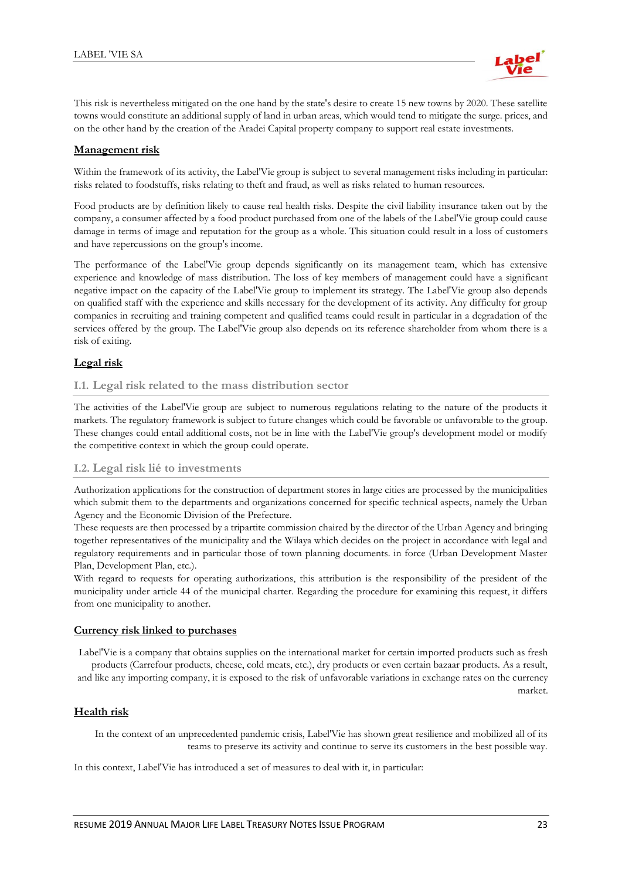This risk is nevertheless mitigated on the one hand by the state's desire to create 15 new towns by 2020. These satellite towns would constitute an additional supply of land in urban areas, which would tend to mitigate the surge. prices, and on the other hand by the creation of the Aradei Capital property company to support real estate investments.

## Management risk

Within the framework of its activity, the Label'Vie group is subject to several management risks including in particular: risks related to foodstuffs, risks relating to theft and fraud, as well as risks related to human resources.

Food products are by definition likely to cause real health risks. Despite the civil liability insurance taken out by the company, a consumer affected by a food product purchased from one of the labels of the Label'Vie group could cause damage in terms of image and reputation for the group as a whole. This situation could result in a loss of customers and have repercussions on the group's income.

The performance of the Label'Vie group depends significantly on its management team, which has extensive experience and knowledge of mass distribution. The loss of key members of management could have a significant negative impact on the capacity of the Label'Vie group to implement its strategy. The Label'Vie group also depends on qualified staff with the experience and skills necessary for the development of its activity. Any difficulty for group companies in recruiting and training competent and qualified teams could result in particular in a degradation of the services offered by the group. The Label'Vie group also depends on its reference shareholder from whom there is a risk of exiting.

## Legal risk

### I.1. Legal risk related to the mass distribution sector

The activities of the Label'Vie group are subject to numerous regulations relating to the nature of the products it markets. The regulatory framework is subject to future changes which could be favorable or unfavorable to the group. These changes could entail additional costs, not be in line with the Label'Vie group's development model or modify the competitive context in which the group could operate.

### I.2. Legal risk lié to investments

Authorization applications for the construction of department stores in large cities are processed by the municipalities which submit them to the departments and organizations concerned for specific technical aspects, namely the Urban Agency and the Economic Division of the Prefecture.

These requests are then processed by a tripartite commission chaired by the director of the Urban Agency and bringing together representatives of the municipality and the Wilaya which decides on the project in accordance with legal and regulatory requirements and in particular those of town planning documents. in force (Urban Development Master Plan, Development Plan, etc.).

With regard to requests for operating authorizations, this attribution is the responsibility of the president of the municipality under article 44 of the municipal charter. Regarding the procedure for examining this request, it differs from one municipality to another.

## Currency risk linked to purchases

Label'Vie is a company that obtains supplies on the international market for certain imported products such as fresh products (Carrefour products, cheese, cold meats, etc.), dry products or even certain bazaar products. As a result, and like any importing company, it is exposed to the risk of unfavorable variations in exchange rates on the currency market.

## Health risk

In the context of an unprecedented pandemic crisis, Label'Vie has shown great resilience and mobilized all of its teams to preserve its activity and continue to serve its customers in the best possible way.

In this context, Label'Vie has introduced a set of measures to deal with it, in particular: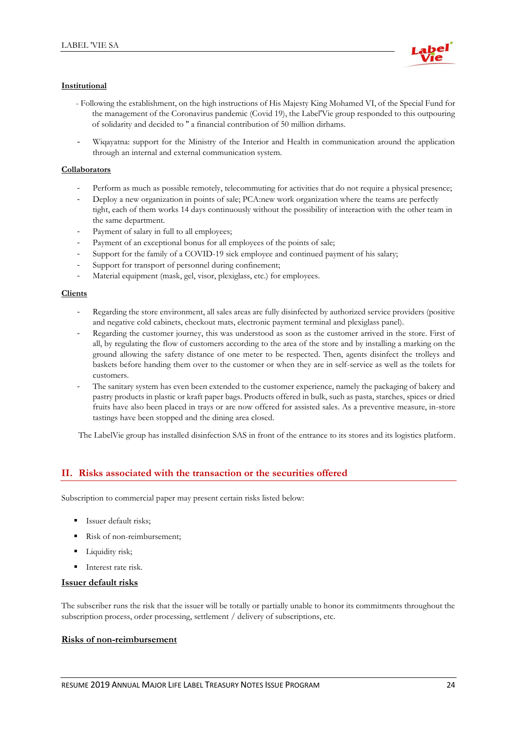**Institutional**

- Following the establishment, on the high instructions of His Majesty King Mohamed VI, of the Special Fund for the management of the Coronavirus pandemic (Covid 19), the Label'Vie group responded to this outpouring of solidarity and decided to " a financial contribution of 50 million dirhams.
- Wiqayatna: support for the Ministry of the Interior and Health in communication around the application through an internal and external communication system.

**Collaborators**

- Perform as much as possible remotely, telecommuting for activities that do not require a physical presence;
- Deploy a new organization in points of sale; PCA:new work organization where the teams are perfectly tight, each of them works 14 days continuously without the possibility of interaction with the other team in the same department.
- Payment of salary in full to all employees;
- Payment of an exceptional bonus for all employees of the points of sale;
- Support for the family of a COVID-19 sick employee and continued payment of his salary;
- Support for transport of personnel during confinement;
- Material equipment (mask, gel, visor, plexiglass, etc.) for employees.

**Clients**

- Regarding the store environment, all sales areas are fully disinfected by authorized service providers (positive and negative cold cabinets, checkout mats, electronic payment terminal and plexiglass panel).
- Regarding the customer journey, this was understood as soon as the customer arrived in the store. First of all, by regulating the flow of customers according to the area of the store and by installing a marking on the ground allowing the safety distance of one meter to be respected. Then, agents disinfect the trolleys and baskets before handing them over to the customer or when they are in self-service as well as the toilets for customers.
- The sanitary system has even been extended to the customer experience, namely the packaging of bakery and pastry products in plastic or kraft paper bags. Products offered in bulk, such as pasta, starches, spices or dried fruits have also been placed in trays or are now offered for assisted sales. As a preventive measure, in-store tastings have been stopped and the dining area closed.

The LabelVie group has installed disinfection SAS in front of the entrance to its stores and its logistics platform.

## II. Risks associated with the transaction or the securities offered

Subscription to commercial paper may present certain risks listed below:

- Issuer default risks;
- Risk of non-reimbursement;
- Liquidity risk;
- Interest rate risk.

**Issuer default risks**

The subscriber runs the risk that the issuer will be totally or partially unable to honor its commitments throughout the subscription process, order processing, settlement / delivery of subscriptions, etc.

**Risks of non-reimbursement**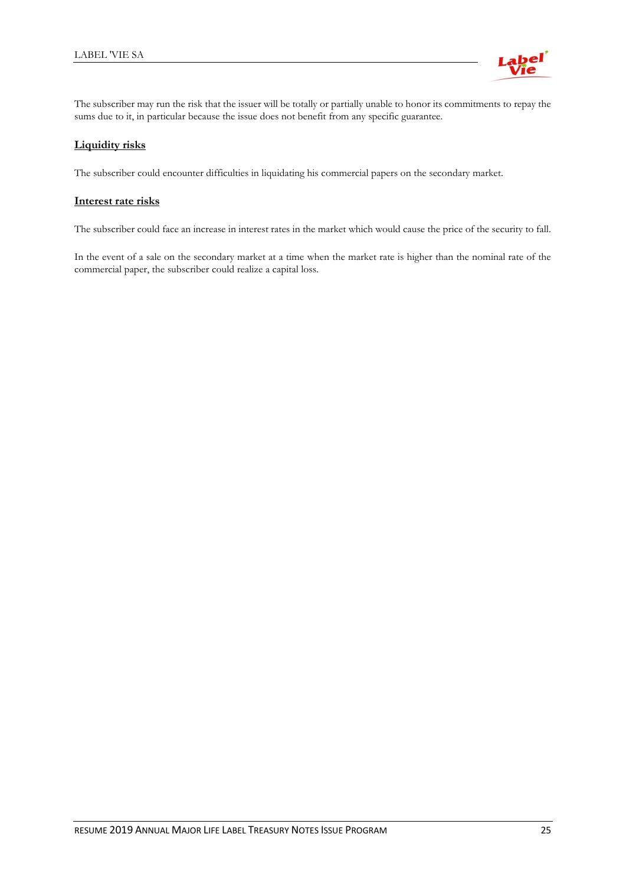The subscriber may run the risk that the issuer will be totally or partially unable to honor its commitments to repay the sums due to it, in particular because the issue does not benefit from any specific guarantee.

**Liquidity risks**

The subscriber could encounter difficulties in liquidating his commercial papers on the secondary market.

**Interest rate risks**

The subscriber could face an increase in interest rates in the market which would cause the price of the security to fall.

In the event of a sale on the secondary market at a time when the market rate is higher than the nominal rate of the commercial paper, the subscriber could realize a capital loss.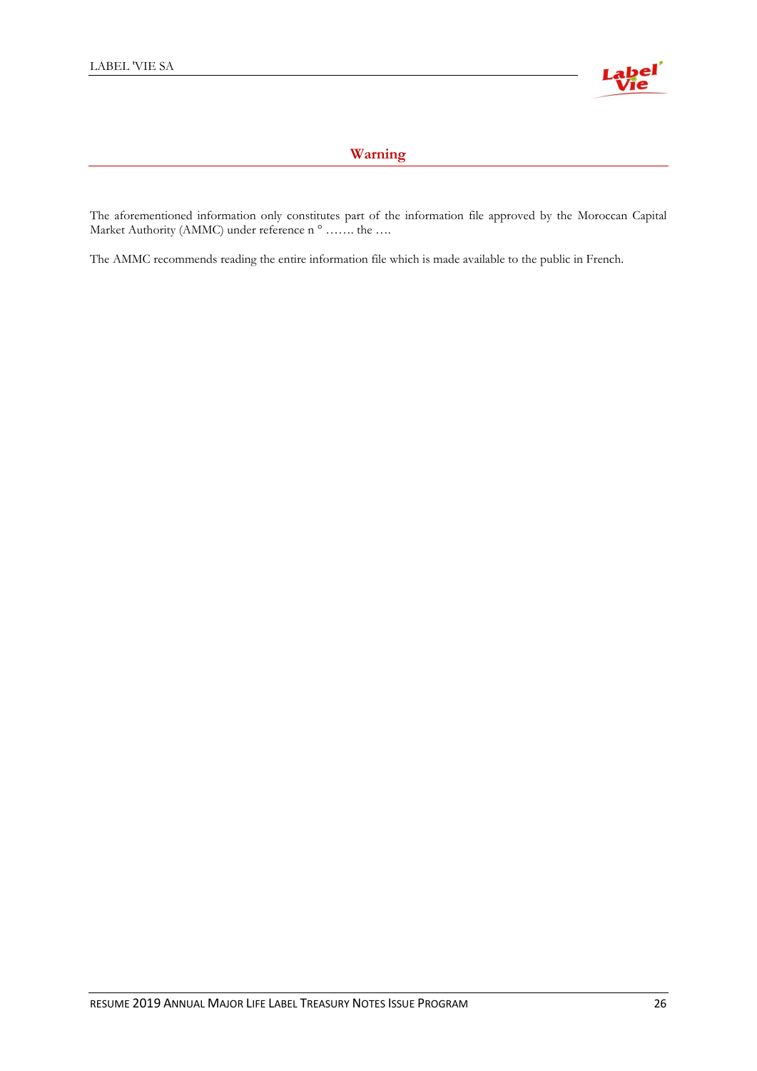## Warning

The aforementioned information only constitutes part of the information file approved by the Moroccan Capital Market Authority (AMMC) under reference n ° ……. the ….

The AMMC recommends reading the entire information file which is made available to the public in French.